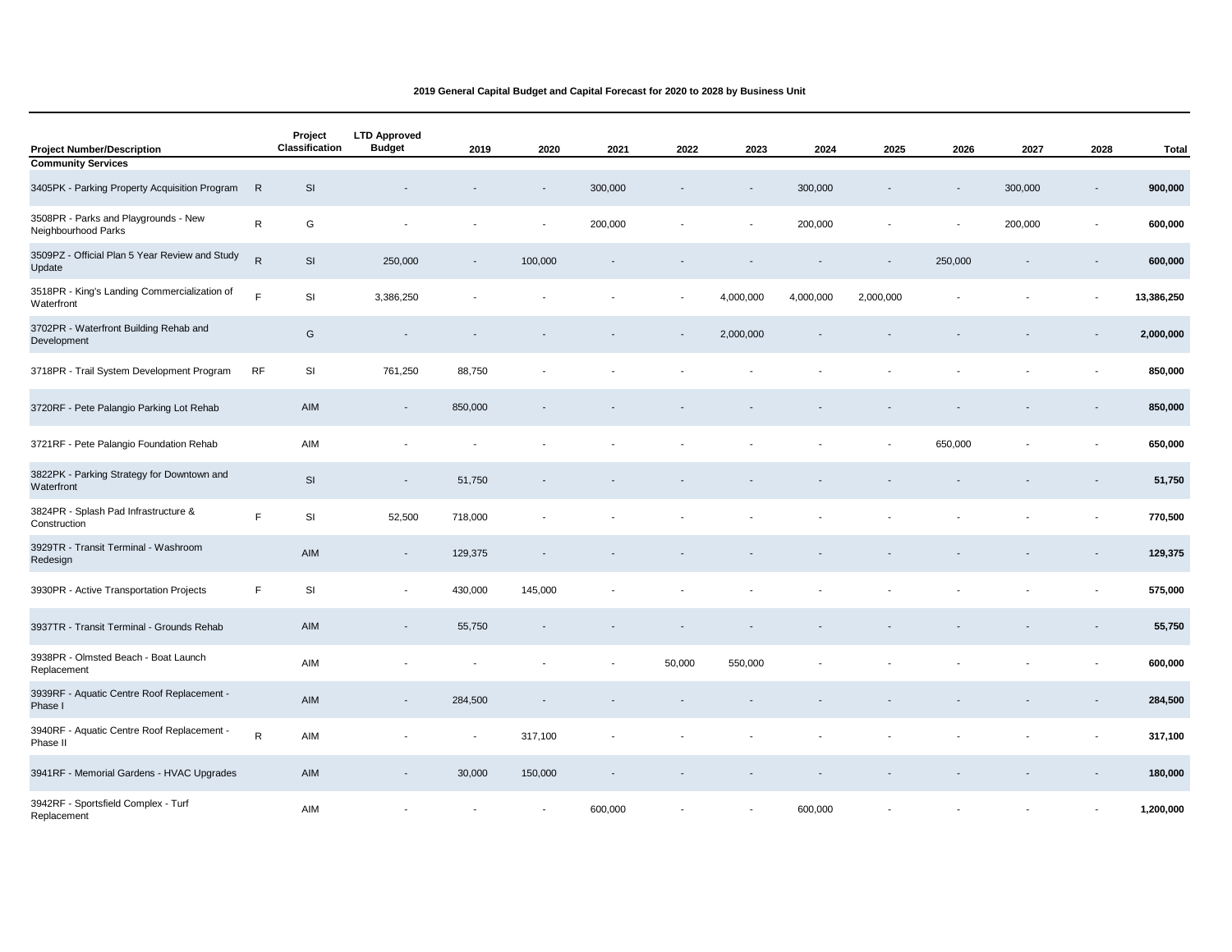**2019 General Capital Budget and Capital Forecast for 2020 to 2028 by Business Unit**

| Project Number/Description | | Project Classification | LTD Approved Budget | 2019 | 2020 | 2021 | 2022 | 2023 | 2024 | 2025 | 2026 | 2027 | 2028 | Total |
|---|---|---|---|---|---|---|---|---|---|---|---|---|---|---|
| **Community Services** | | | | | | | | | | | | | | |
| 3405PK - Parking Property Acquisition Program | R | SI | - | - | - | 300,000 | - | - | 300,000 | - | - | 300,000 | - | **900,000** |
| 3508PR - Parks and Playgrounds - New Neighbourhood Parks | R | G | - | - | - | 200,000 | - | - | 200,000 | - | - | 200,000 | - | **600,000** |
| 3509PZ - Official Plan 5 Year Review and Study Update | R | SI | 250,000 | - | 100,000 | - | - | - | - | - | 250,000 | - | - | **600,000** |
| 3518PR - King's Landing Commercialization of Waterfront | F | SI | 3,386,250 | - | - | - | - | 4,000,000 | 4,000,000 | 2,000,000 | - | - | - | **13,386,250** |
| 3702PR - Waterfront Building Rehab and Development | | G | - | - | - | - | - | 2,000,000 | - | - | - | - | - | **2,000,000** |
| 3718PR - Trail System Development Program | RF | SI | 761,250 | 88,750 | - | - | - | - | - | - | - | - | - | **850,000** |
| 3720RF - Pete Palangio Parking Lot Rehab | | AIM | - | 850,000 | - | - | - | - | - | - | - | - | - | **850,000** |
| 3721RF - Pete Palangio Foundation Rehab | | AIM | - | - | - | - | - | - | - | - | 650,000 | - | - | **650,000** |
| 3822PK - Parking Strategy for Downtown and Waterfront | | SI | - | 51,750 | - | - | - | - | - | - | - | - | - | **51,750** |
| 3824PR - Splash Pad Infrastructure & Construction | F | SI | 52,500 | 718,000 | - | - | - | - | - | - | - | - | - | **770,500** |
| 3929TR - Transit Terminal - Washroom Redesign | | AIM | - | 129,375 | - | - | - | - | - | - | - | - | - | **129,375** |
| 3930PR - Active Transportation Projects | F | SI | - | 430,000 | 145,000 | - | - | - | - | - | - | - | - | **575,000** |
| 3937TR - Transit Terminal - Grounds Rehab | | AIM | - | 55,750 | - | - | - | - | - | - | - | - | - | **55,750** |
| 3938PR - Olmsted Beach - Boat Launch Replacement | | AIM | - | - | - | - | 50,000 | 550,000 | - | - | - | - | - | **600,000** |
| 3939RF - Aquatic Centre Roof Replacement - Phase I | | AIM | - | 284,500 | - | - | - | - | - | - | - | - | - | **284,500** |
| 3940RF - Aquatic Centre Roof Replacement - Phase II | R | AIM | - | - | 317,100 | - | - | - | - | - | - | - | - | **317,100** |
| 3941RF - Memorial Gardens - HVAC Upgrades | | AIM | - | 30,000 | 150,000 | - | - | - | - | - | - | - | - | **180,000** |
| 3942RF - Sportsfield Complex - Turf Replacement | | AIM | - | - | - | 600,000 | - | - | 600,000 | - | - | - | - | **1,200,000** |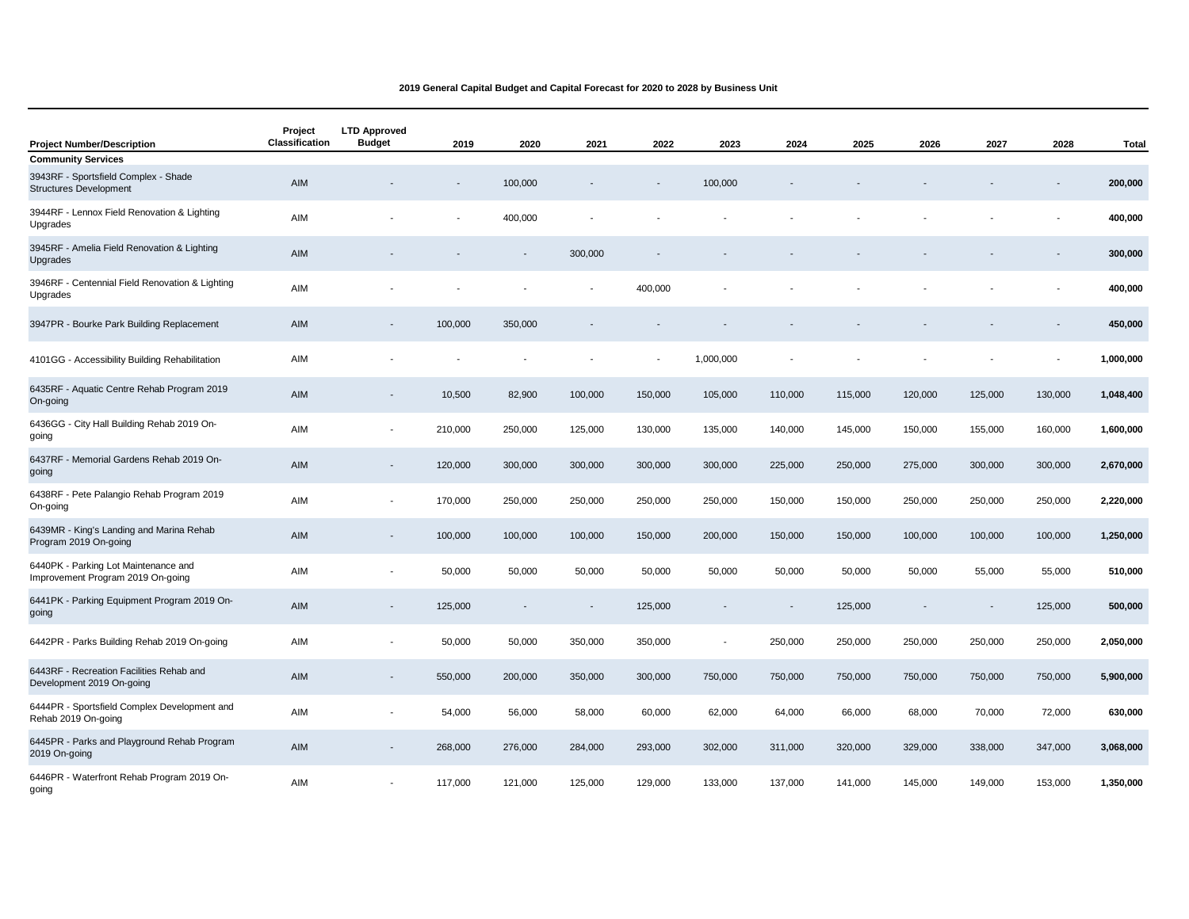**2019 General Capital Budget and Capital Forecast for 2020 to 2028 by Business Unit**

| Project Number/Description | Project Classification | LTD Approved Budget | 2019 | 2020 | 2021 | 2022 | 2023 | 2024 | 2025 | 2026 | 2027 | 2028 | Total |
|---|---|---|---|---|---|---|---|---|---|---|---|---|---|
| **Community Services** | | | | | | | | | | | | | |
| 3943RF - Sportsfield Complex - Shade Structures Development | AIM | - | - | 100,000 | - | - | 100,000 | - | - | - | - | - | **200,000** |
| 3944RF - Lennox Field Renovation & Lighting Upgrades | AIM | - | - | 400,000 | - | - | - | - | - | - | - | - | **400,000** |
| 3945RF - Amelia Field Renovation & Lighting Upgrades | AIM | - | - | - | 300,000 | - | - | - | - | - | - | - | **300,000** |
| 3946RF - Centennial Field Renovation & Lighting Upgrades | AIM | - | - | - | - | 400,000 | - | - | - | - | - | - | **400,000** |
| 3947PR - Bourke Park Building Replacement | AIM | - | 100,000 | 350,000 | - | - | - | - | - | - | - | - | **450,000** |
| 4101GG - Accessibility Building Rehabilitation | AIM | - | - | - | - | - | 1,000,000 | - | - | - | - | - | **1,000,000** |
| 6435RF - Aquatic Centre Rehab Program 2019 On-going | AIM | - | 10,500 | 82,900 | 100,000 | 150,000 | 105,000 | 110,000 | 115,000 | 120,000 | 125,000 | 130,000 | **1,048,400** |
| 6436GG - City Hall Building Rehab 2019 On-going | AIM | - | 210,000 | 250,000 | 125,000 | 130,000 | 135,000 | 140,000 | 145,000 | 150,000 | 155,000 | 160,000 | **1,600,000** |
| 6437RF - Memorial Gardens Rehab 2019 On-going | AIM | - | 120,000 | 300,000 | 300,000 | 300,000 | 300,000 | 225,000 | 250,000 | 275,000 | 300,000 | 300,000 | **2,670,000** |
| 6438RF - Pete Palangio Rehab Program 2019 On-going | AIM | - | 170,000 | 250,000 | 250,000 | 250,000 | 250,000 | 150,000 | 150,000 | 250,000 | 250,000 | 250,000 | **2,220,000** |
| 6439MR - King's Landing and Marina Rehab Program 2019 On-going | AIM | - | 100,000 | 100,000 | 100,000 | 150,000 | 200,000 | 150,000 | 150,000 | 100,000 | 100,000 | 100,000 | **1,250,000** |
| 6440PK - Parking Lot Maintenance and Improvement Program 2019 On-going | AIM | - | 50,000 | 50,000 | 50,000 | 50,000 | 50,000 | 50,000 | 50,000 | 50,000 | 55,000 | 55,000 | **510,000** |
| 6441PK - Parking Equipment Program 2019 On-going | AIM | - | 125,000 | - | - | 125,000 | - | - | 125,000 | - | - | 125,000 | **500,000** |
| 6442PR - Parks Building Rehab 2019 On-going | AIM | - | 50,000 | 50,000 | 350,000 | 350,000 | - | 250,000 | 250,000 | 250,000 | 250,000 | 250,000 | **2,050,000** |
| 6443RF - Recreation Facilities Rehab and Development 2019 On-going | AIM | - | 550,000 | 200,000 | 350,000 | 300,000 | 750,000 | 750,000 | 750,000 | 750,000 | 750,000 | 750,000 | **5,900,000** |
| 6444PR - Sportsfield Complex Development and Rehab 2019 On-going | AIM | - | 54,000 | 56,000 | 58,000 | 60,000 | 62,000 | 64,000 | 66,000 | 68,000 | 70,000 | 72,000 | **630,000** |
| 6445PR - Parks and Playground Rehab Program 2019 On-going | AIM | - | 268,000 | 276,000 | 284,000 | 293,000 | 302,000 | 311,000 | 320,000 | 329,000 | 338,000 | 347,000 | **3,068,000** |
| 6446PR - Waterfront Rehab Program 2019 On-going | AIM | - | 117,000 | 121,000 | 125,000 | 129,000 | 133,000 | 137,000 | 141,000 | 145,000 | 149,000 | 153,000 | **1,350,000** |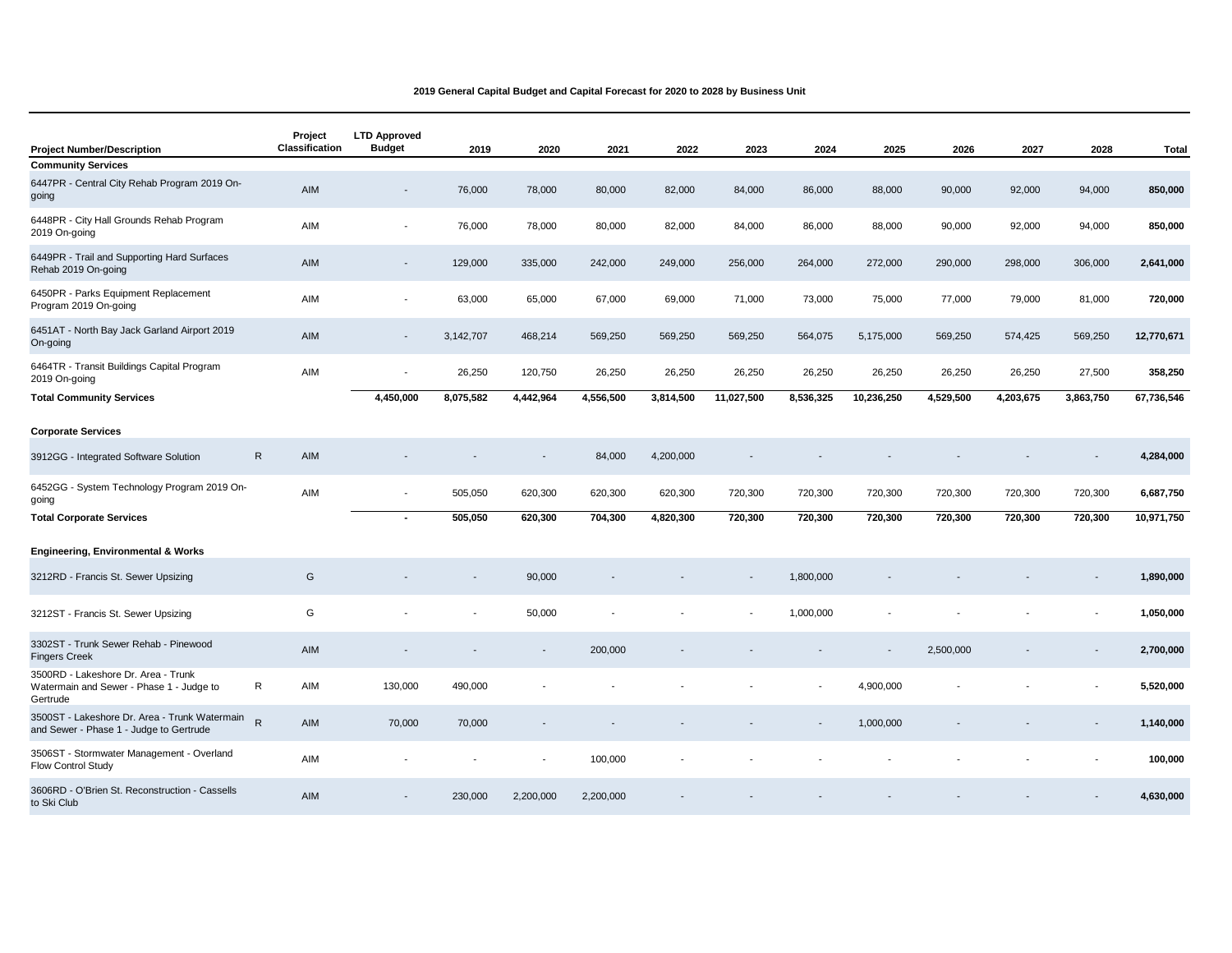**2019 General Capital Budget and Capital Forecast for 2020 to 2028 by Business Unit**

| Project Number/Description | | Project Classification | LTD Approved Budget | 2019 | 2020 | 2021 | 2022 | 2023 | 2024 | 2025 | 2026 | 2027 | 2028 | Total |
|---|---|---|---|---|---|---|---|---|---|---|---|---|---|---|
| **Community Services** | | | | | | | | | | | | | | |
| 6447PR - Central City Rehab Program 2019 On-going | | AIM | - | 76,000 | 78,000 | 80,000 | 82,000 | 84,000 | 86,000 | 88,000 | 90,000 | 92,000 | 94,000 | **850,000** |
| 6448PR - City Hall Grounds Rehab Program 2019 On-going | | AIM | - | 76,000 | 78,000 | 80,000 | 82,000 | 84,000 | 86,000 | 88,000 | 90,000 | 92,000 | 94,000 | **850,000** |
| 6449PR - Trail and Supporting Hard Surfaces Rehab 2019 On-going | | AIM | - | 129,000 | 335,000 | 242,000 | 249,000 | 256,000 | 264,000 | 272,000 | 290,000 | 298,000 | 306,000 | **2,641,000** |
| 6450PR - Parks Equipment Replacement Program 2019 On-going | | AIM | - | 63,000 | 65,000 | 67,000 | 69,000 | 71,000 | 73,000 | 75,000 | 77,000 | 79,000 | 81,000 | **720,000** |
| 6451AT - North Bay Jack Garland Airport 2019 On-going | | AIM | - | 3,142,707 | 468,214 | 569,250 | 569,250 | 569,250 | 564,075 | 5,175,000 | 569,250 | 574,425 | 569,250 | **12,770,671** |
| 6464TR - Transit Buildings Capital Program 2019 On-going | | AIM | - | 26,250 | 120,750 | 26,250 | 26,250 | 26,250 | 26,250 | 26,250 | 26,250 | 26,250 | 27,500 | **358,250** |
| **Total Community Services** | | | **4,450,000** | **8,075,582** | **4,442,964** | **4,556,500** | **3,814,500** | **11,027,500** | **8,536,325** | **10,236,250** | **4,529,500** | **4,203,675** | **3,863,750** | **67,736,546** |
| **Corporate Services** | | | | | | | | | | | | | | |
| 3912GG - Integrated Software Solution | R | AIM | - | - | - | 84,000 | 4,200,000 | - | - | - | - | - | - | **4,284,000** |
| 6452GG - System Technology Program 2019 On-going | | AIM | - | 505,050 | 620,300 | 620,300 | 620,300 | 720,300 | 720,300 | 720,300 | 720,300 | 720,300 | 720,300 | **6,687,750** |
| **Total Corporate Services** | | | **-** | **505,050** | **620,300** | **704,300** | **4,820,300** | **720,300** | **720,300** | **720,300** | **720,300** | **720,300** | **720,300** | **10,971,750** |
| **Engineering, Environmental & Works** | | | | | | | | | | | | | | |
| 3212RD - Francis St. Sewer Upsizing | | G | - | - | 90,000 | - | - | - | 1,800,000 | - | - | - | - | **1,890,000** |
| 3212ST - Francis St. Sewer Upsizing | | G | - | - | 50,000 | - | - | - | 1,000,000 | - | - | - | - | **1,050,000** |
| 3302ST - Trunk Sewer Rehab - Pinewood Fingers Creek | | AIM | - | - | - | 200,000 | - | - | - | - | 2,500,000 | - | - | **2,700,000** |
| 3500RD - Lakeshore Dr. Area - Trunk Watermain and Sewer - Phase 1 - Judge to Gertrude | R | AIM | 130,000 | 490,000 | - | - | - | - | - | 4,900,000 | - | - | - | **5,520,000** |
| 3500ST - Lakeshore Dr. Area - Trunk Watermain and Sewer - Phase 1 - Judge to Gertrude | R | AIM | 70,000 | 70,000 | - | - | - | - | - | 1,000,000 | - | - | - | **1,140,000** |
| 3506ST - Stormwater Management - Overland Flow Control Study | | AIM | - | - | - | 100,000 | - | - | - | - | - | - | - | **100,000** |
| 3606RD - O'Brien St. Reconstruction - Cassells to Ski Club | | AIM | - | 230,000 | 2,200,000 | 2,200,000 | - | - | - | - | - | - | - | **4,630,000** |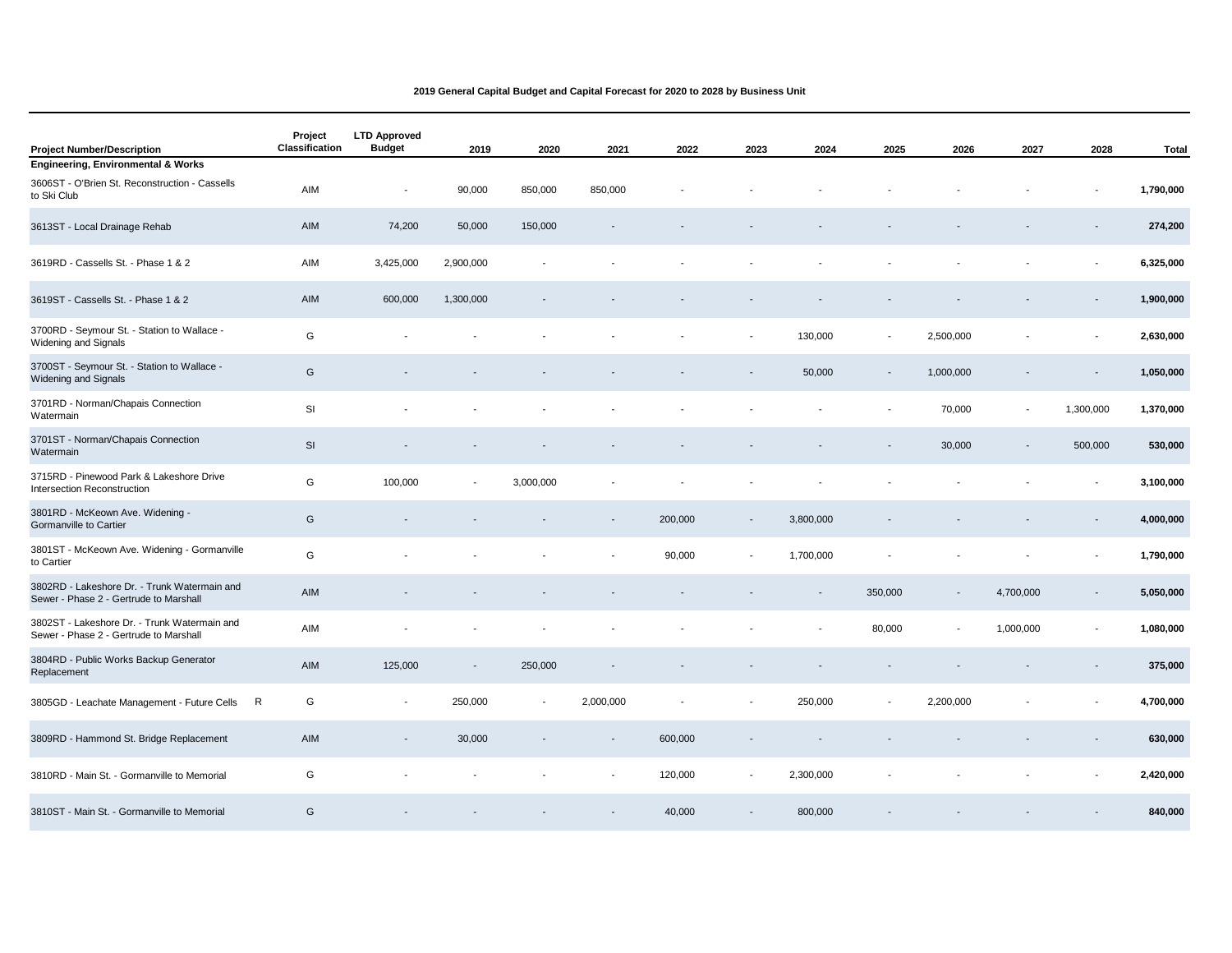### 2019 General Capital Budget and Capital Forecast for 2020 to 2028 by Business Unit

| Project Number/Description | Project Classification | LTD Approved Budget | 2019 | 2020 | 2021 | 2022 | 2023 | 2024 | 2025 | 2026 | 2027 | 2028 | Total |
|---|---|---|---|---|---|---|---|---|---|---|---|---|---|
| **Engineering, Environmental & Works** | | | | | | | | | | | | | |
| 3606ST - O'Brien St. Reconstruction - Cassells to Ski Club | AIM | - | 90,000 | 850,000 | 850,000 | - | - | - | - | - | - | - | **1,790,000** |
| 3613ST - Local Drainage Rehab | AIM | 74,200 | 50,000 | 150,000 | - | - | - | - | - | - | - | - | **274,200** |
| 3619RD - Cassells St. - Phase 1 & 2 | AIM | 3,425,000 | 2,900,000 | - | - | - | - | - | - | - | - | - | **6,325,000** |
| 3619ST - Cassells St. - Phase 1 & 2 | AIM | 600,000 | 1,300,000 | - | - | - | - | - | - | - | - | - | **1,900,000** |
| 3700RD - Seymour St. - Station to Wallace - Widening and Signals | G | - | - | - | - | - | - | 130,000 | - | 2,500,000 | - | - | **2,630,000** |
| 3700ST - Seymour St. - Station to Wallace - Widening and Signals | G | - | - | - | - | - | - | 50,000 | - | 1,000,000 | - | - | **1,050,000** |
| 3701RD - Norman/Chapais Connection Watermain | SI | - | - | - | - | - | - | - | - | 70,000 | - | 1,300,000 | **1,370,000** |
| 3701ST - Norman/Chapais Connection Watermain | SI | - | - | - | - | - | - | - | - | 30,000 | - | 500,000 | **530,000** |
| 3715RD - Pinewood Park & Lakeshore Drive Intersection Reconstruction | G | 100,000 | - | 3,000,000 | - | - | - | - | - | - | - | - | **3,100,000** |
| 3801RD - McKeown Ave. Widening - Gormanville to Cartier | G | - | - | - | - | 200,000 | - | 3,800,000 | - | - | - | - | **4,000,000** |
| 3801ST - McKeown Ave. Widening - Gormanville to Cartier | G | - | - | - | - | 90,000 | - | 1,700,000 | - | - | - | - | **1,790,000** |
| 3802RD - Lakeshore Dr. - Trunk Watermain and Sewer - Phase 2 - Gertrude to Marshall | AIM | - | - | - | - | - | - | - | 350,000 | - | 4,700,000 | - | **5,050,000** |
| 3802ST - Lakeshore Dr. - Trunk Watermain and Sewer - Phase 2 - Gertrude to Marshall | AIM | - | - | - | - | - | - | - | 80,000 | - | 1,000,000 | - | **1,080,000** |
| 3804RD - Public Works Backup Generator Replacement | AIM | 125,000 | - | 250,000 | - | - | - | - | - | - | - | - | **375,000** |
| 3805GD - Leachate Management - Future Cells R | G | - | 250,000 | - | 2,000,000 | - | - | 250,000 | - | 2,200,000 | - | - | **4,700,000** |
| 3809RD - Hammond St. Bridge Replacement | AIM | - | 30,000 | - | - | 600,000 | - | - | - | - | - | - | **630,000** |
| 3810RD - Main St. - Gormanville to Memorial | G | - | - | - | - | 120,000 | - | 2,300,000 | - | - | - | - | **2,420,000** |
| 3810ST - Main St. - Gormanville to Memorial | G | - | - | - | - | 40,000 | - | 800,000 | - | - | - | - | **840,000** |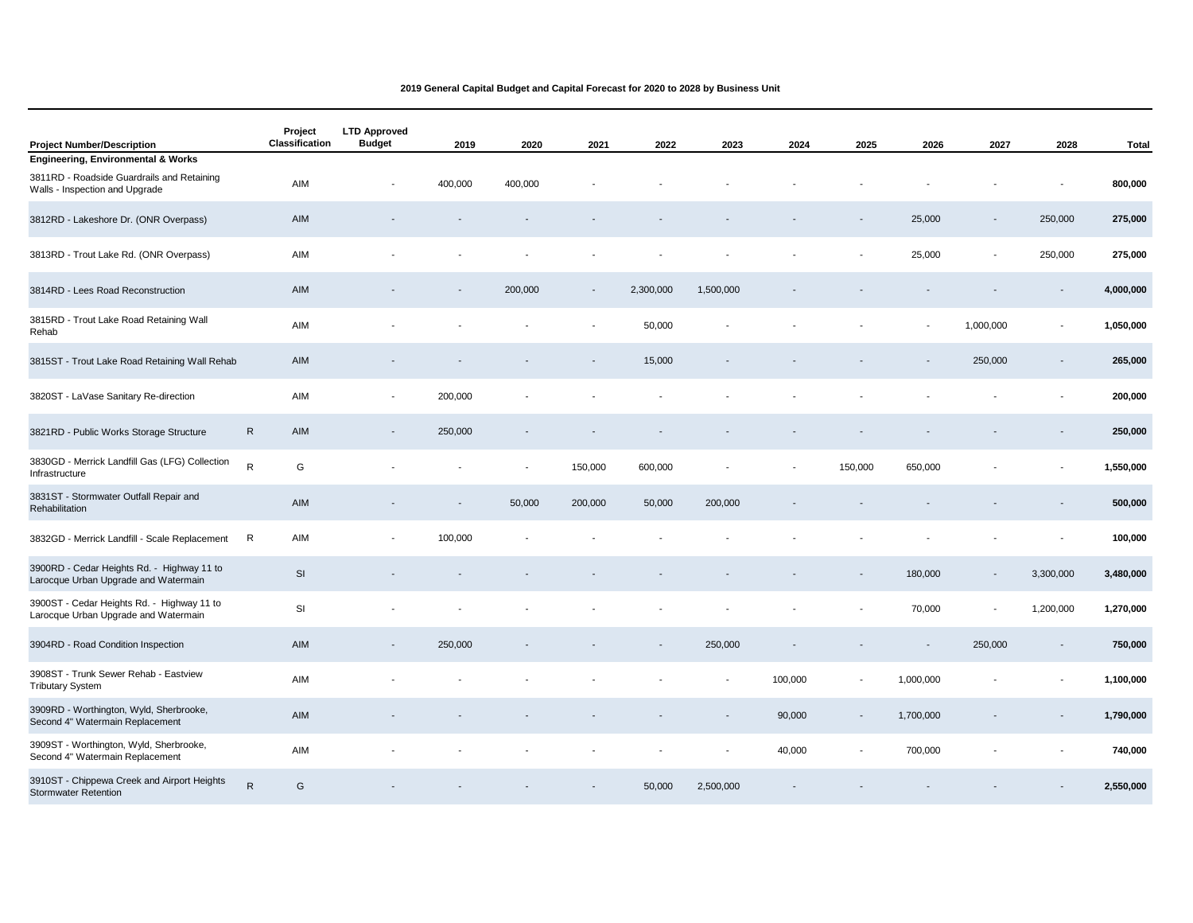**2019 General Capital Budget and Capital Forecast for 2020 to 2028 by Business Unit**

| Project Number/Description | | Project Classification | LTD Approved Budget | 2019 | 2020 | 2021 | 2022 | 2023 | 2024 | 2025 | 2026 | 2027 | 2028 | Total |
|---|---|---|---|---|---|---|---|---|---|---|---|---|---|---|
| **Engineering, Environmental & Works** | | | | | | | | | | | | | | |
| 3811RD - Roadside Guardrails and Retaining Walls - Inspection and Upgrade | | AIM | - | 400,000 | 400,000 | - | - | - | - | - | - | - | - | **800,000** |
| 3812RD - Lakeshore Dr. (ONR Overpass) | | AIM | - | - | - | - | - | - | - | - | 25,000 | - | 250,000 | **275,000** |
| 3813RD - Trout Lake Rd. (ONR Overpass) | | AIM | - | - | - | - | - | - | - | - | 25,000 | - | 250,000 | **275,000** |
| 3814RD - Lees Road Reconstruction | | AIM | - | - | 200,000 | - | 2,300,000 | 1,500,000 | - | - | - | - | - | **4,000,000** |
| 3815RD - Trout Lake Road Retaining Wall Rehab | | AIM | - | - | - | - | 50,000 | - | - | - | - | 1,000,000 | - | **1,050,000** |
| 3815ST - Trout Lake Road Retaining Wall Rehab | | AIM | - | - | - | - | 15,000 | - | - | - | - | 250,000 | - | **265,000** |
| 3820ST - LaVase Sanitary Re-direction | | AIM | - | 200,000 | - | - | - | - | - | - | - | - | - | **200,000** |
| 3821RD - Public Works Storage Structure | R | AIM | - | 250,000 | - | - | - | - | - | - | - | - | - | **250,000** |
| 3830GD - Merrick Landfill Gas (LFG) Collection Infrastructure | R | G | - | - | - | 150,000 | 600,000 | - | - | 150,000 | 650,000 | - | - | **1,550,000** |
| 3831ST - Stormwater Outfall Repair and Rehabilitation | | AIM | - | - | 50,000 | 200,000 | 50,000 | 200,000 | - | - | - | - | - | **500,000** |
| 3832GD - Merrick Landfill - Scale Replacement | R | AIM | - | 100,000 | - | - | - | - | - | - | - | - | - | **100,000** |
| 3900RD - Cedar Heights Rd. - Highway 11 to Larocque Urban Upgrade and Watermain | | SI | - | - | - | - | - | - | - | - | 180,000 | - | 3,300,000 | **3,480,000** |
| 3900ST - Cedar Heights Rd. - Highway 11 to Larocque Urban Upgrade and Watermain | | SI | - | - | - | - | - | - | - | - | 70,000 | - | 1,200,000 | **1,270,000** |
| 3904RD - Road Condition Inspection | | AIM | - | 250,000 | - | - | - | 250,000 | - | - | - | 250,000 | - | **750,000** |
| 3908ST - Trunk Sewer Rehab - Eastview Tributary System | | AIM | - | - | - | - | - | - | 100,000 | - | 1,000,000 | - | - | **1,100,000** |
| 3909RD - Worthington, Wyld, Sherbrooke, Second 4" Watermain Replacement | | AIM | - | - | - | - | - | - | 90,000 | - | 1,700,000 | - | - | **1,790,000** |
| 3909ST - Worthington, Wyld, Sherbrooke, Second 4" Watermain Replacement | | AIM | - | - | - | - | - | - | 40,000 | - | 700,000 | - | - | **740,000** |
| 3910ST - Chippewa Creek and Airport Heights Stormwater Retention | R | G | - | - | - | - | 50,000 | 2,500,000 | - | - | - | - | - | **2,550,000** |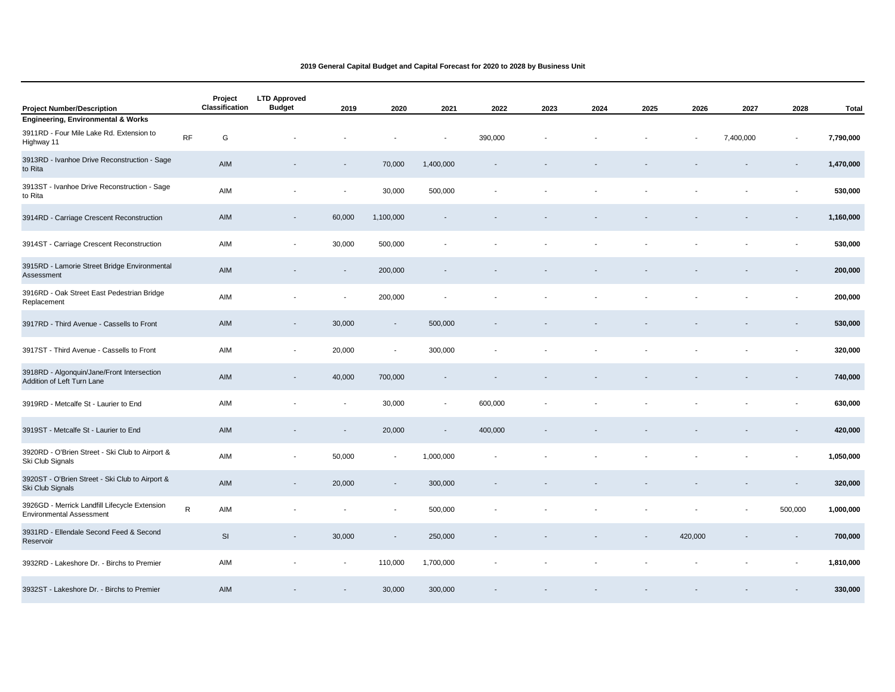**2019 General Capital Budget and Capital Forecast for 2020 to 2028 by Business Unit**

| Project Number/Description | | Project Classification | LTD Approved Budget | 2019 | 2020 | 2021 | 2022 | 2023 | 2024 | 2025 | 2026 | 2027 | 2028 | Total |
|---|---|---|---|---|---|---|---|---|---|---|---|---|---|---|
| **Engineering, Environmental & Works** | | | | | | | | | | | | | | |
| 3911RD - Four Mile Lake Rd. Extension to Highway 11 | RF | G | - | - | - | - | 390,000 | - | - | - | - | 7,400,000 | - | **7,790,000** |
| 3913RD - Ivanhoe Drive Reconstruction - Sage to Rita | | AIM | - | - | 70,000 | 1,400,000 | - | - | - | - | - | - | - | **1,470,000** |
| 3913ST - Ivanhoe Drive Reconstruction - Sage to Rita | | AIM | - | - | 30,000 | 500,000 | - | - | - | - | - | - | - | **530,000** |
| 3914RD - Carriage Crescent Reconstruction | | AIM | - | 60,000 | 1,100,000 | - | - | - | - | - | - | - | - | **1,160,000** |
| 3914ST - Carriage Crescent Reconstruction | | AIM | - | 30,000 | 500,000 | - | - | - | - | - | - | - | - | **530,000** |
| 3915RD - Lamorie Street Bridge Environmental Assessment | | AIM | - | - | 200,000 | - | - | - | - | - | - | - | - | **200,000** |
| 3916RD - Oak Street East Pedestrian Bridge Replacement | | AIM | - | - | 200,000 | - | - | - | - | - | - | - | - | **200,000** |
| 3917RD - Third Avenue - Cassells to Front | | AIM | - | 30,000 | - | 500,000 | - | - | - | - | - | - | - | **530,000** |
| 3917ST - Third Avenue - Cassells to Front | | AIM | - | 20,000 | - | 300,000 | - | - | - | - | - | - | - | **320,000** |
| 3918RD - Algonquin/Jane/Front Intersection Addition of Left Turn Lane | | AIM | - | 40,000 | 700,000 | - | - | - | - | - | - | - | - | **740,000** |
| 3919RD - Metcalfe St - Laurier to End | | AIM | - | - | 30,000 | - | 600,000 | - | - | - | - | - | - | **630,000** |
| 3919ST - Metcalfe St - Laurier to End | | AIM | - | - | 20,000 | - | 400,000 | - | - | - | - | - | - | **420,000** |
| 3920RD - O'Brien Street - Ski Club to Airport & Ski Club Signals | | AIM | - | 50,000 | - | 1,000,000 | - | - | - | - | - | - | - | **1,050,000** |
| 3920ST - O'Brien Street - Ski Club to Airport & Ski Club Signals | | AIM | - | 20,000 | - | 300,000 | - | - | - | - | - | - | - | **320,000** |
| 3926GD - Merrick Landfill Lifecycle Extension Environmental Assessment | R | AIM | - | - | - | 500,000 | - | - | - | - | - | - | 500,000 | **1,000,000** |
| 3931RD - Ellendale Second Feed & Second Reservoir | | SI | - | 30,000 | - | 250,000 | - | - | - | - | 420,000 | - | - | **700,000** |
| 3932RD - Lakeshore Dr. - Birchs to Premier | | AIM | - | - | 110,000 | 1,700,000 | - | - | - | - | - | - | - | **1,810,000** |
| 3932ST - Lakeshore Dr. - Birchs to Premier | | AIM | - | - | 30,000 | 300,000 | - | - | - | - | - | - | - | **330,000** |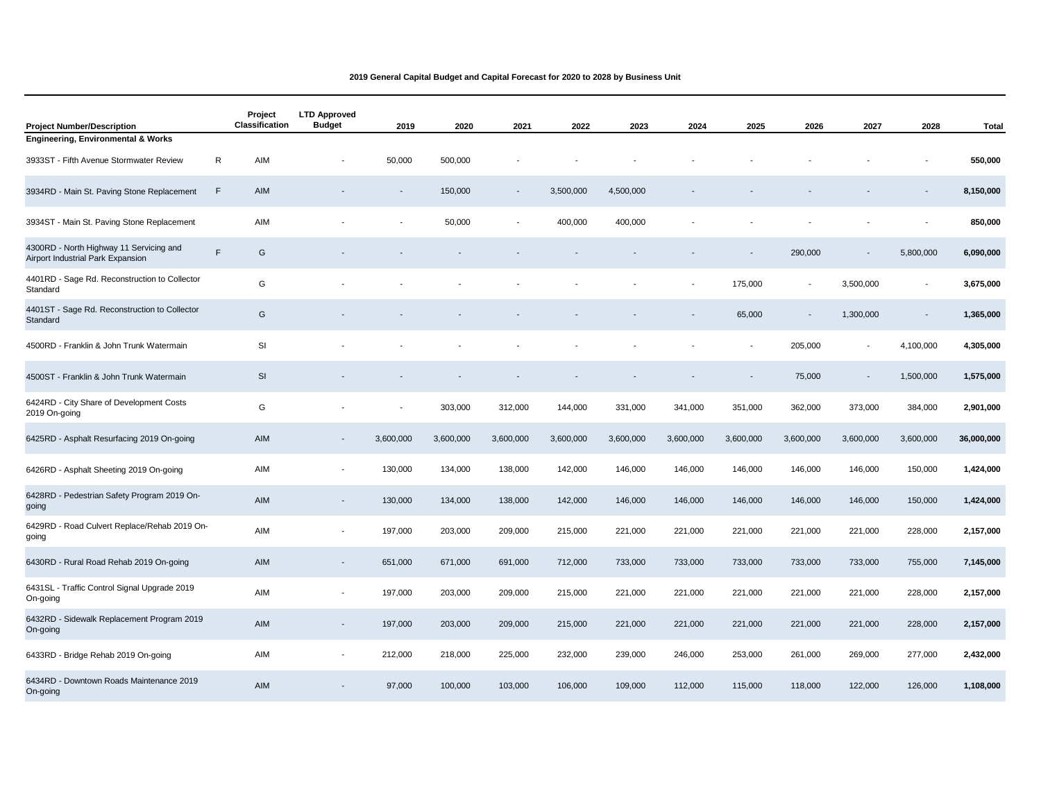**2019 General Capital Budget and Capital Forecast for 2020 to 2028 by Business Unit**

| Project Number/Description | | Project Classification | LTD Approved Budget | 2019 | 2020 | 2021 | 2022 | 2023 | 2024 | 2025 | 2026 | 2027 | 2028 | Total |
|---|---|---|---|---|---|---|---|---|---|---|---|---|---|---|
| **Engineering, Environmental & Works** | | | | | | | | | | | | | | |
| 3933ST - Fifth Avenue Stormwater Review | R | AIM | - | 50,000 | 500,000 | - | - | - | - | - | - | - | - | **550,000** |
| 3934RD - Main St. Paving Stone Replacement | F | AIM | - | - | 150,000 | - | 3,500,000 | 4,500,000 | - | - | - | - | - | **8,150,000** |
| 3934ST - Main St. Paving Stone Replacement | | AIM | - | - | 50,000 | - | 400,000 | 400,000 | - | - | - | - | - | **850,000** |
| 4300RD - North Highway 11 Servicing and Airport Industrial Park Expansion | F | G | - | - | - | - | - | - | - | - | 290,000 | - | 5,800,000 | **6,090,000** |
| 4401RD - Sage Rd. Reconstruction to Collector Standard | | G | - | - | - | - | - | - | - | 175,000 | - | 3,500,000 | - | **3,675,000** |
| 4401ST - Sage Rd. Reconstruction to Collector Standard | | G | - | - | - | - | - | - | - | 65,000 | - | 1,300,000 | - | **1,365,000** |
| 4500RD - Franklin & John Trunk Watermain | | SI | - | - | - | - | - | - | - | - | 205,000 | - | 4,100,000 | **4,305,000** |
| 4500ST - Franklin & John Trunk Watermain | | SI | - | - | - | - | - | - | - | - | 75,000 | - | 1,500,000 | **1,575,000** |
| 6424RD - City Share of Development Costs 2019 On-going | | G | - | - | 303,000 | 312,000 | 144,000 | 331,000 | 341,000 | 351,000 | 362,000 | 373,000 | 384,000 | **2,901,000** |
| 6425RD - Asphalt Resurfacing 2019 On-going | | AIM | - | 3,600,000 | 3,600,000 | 3,600,000 | 3,600,000 | 3,600,000 | 3,600,000 | 3,600,000 | 3,600,000 | 3,600,000 | 3,600,000 | **36,000,000** |
| 6426RD - Asphalt Sheeting 2019 On-going | | AIM | - | 130,000 | 134,000 | 138,000 | 142,000 | 146,000 | 146,000 | 146,000 | 146,000 | 146,000 | 150,000 | **1,424,000** |
| 6428RD - Pedestrian Safety Program 2019 On-going | | AIM | - | 130,000 | 134,000 | 138,000 | 142,000 | 146,000 | 146,000 | 146,000 | 146,000 | 146,000 | 150,000 | **1,424,000** |
| 6429RD - Road Culvert Replace/Rehab 2019 On-going | | AIM | - | 197,000 | 203,000 | 209,000 | 215,000 | 221,000 | 221,000 | 221,000 | 221,000 | 221,000 | 228,000 | **2,157,000** |
| 6430RD - Rural Road Rehab 2019 On-going | | AIM | - | 651,000 | 671,000 | 691,000 | 712,000 | 733,000 | 733,000 | 733,000 | 733,000 | 733,000 | 755,000 | **7,145,000** |
| 6431SL - Traffic Control Signal Upgrade 2019 On-going | | AIM | - | 197,000 | 203,000 | 209,000 | 215,000 | 221,000 | 221,000 | 221,000 | 221,000 | 221,000 | 228,000 | **2,157,000** |
| 6432RD - Sidewalk Replacement Program 2019 On-going | | AIM | - | 197,000 | 203,000 | 209,000 | 215,000 | 221,000 | 221,000 | 221,000 | 221,000 | 221,000 | 228,000 | **2,157,000** |
| 6433RD - Bridge Rehab 2019 On-going | | AIM | - | 212,000 | 218,000 | 225,000 | 232,000 | 239,000 | 246,000 | 253,000 | 261,000 | 269,000 | 277,000 | **2,432,000** |
| 6434RD - Downtown Roads Maintenance 2019 On-going | | AIM | - | 97,000 | 100,000 | 103,000 | 106,000 | 109,000 | 112,000 | 115,000 | 118,000 | 122,000 | 126,000 | **1,108,000** |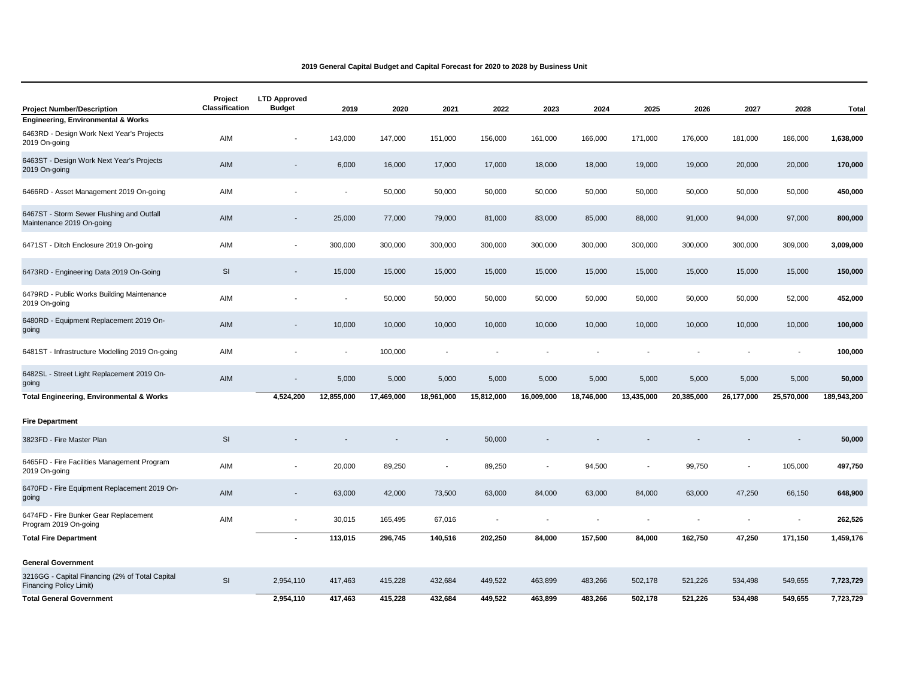**2019 General Capital Budget and Capital Forecast for 2020 to 2028 by Business Unit**

| Project Number/Description | Project Classification | LTD Approved Budget | 2019 | 2020 | 2021 | 2022 | 2023 | 2024 | 2025 | 2026 | 2027 | 2028 | Total |
|---|---|---|---|---|---|---|---|---|---|---|---|---|---|
| **Engineering, Environmental & Works** | | | | | | | | | | | | | |
| 6463RD - Design Work Next Year's Projects 2019 On-going | AIM | - | 143,000 | 147,000 | 151,000 | 156,000 | 161,000 | 166,000 | 171,000 | 176,000 | 181,000 | 186,000 | **1,638,000** |
| 6463ST - Design Work Next Year's Projects 2019 On-going | AIM | - | 6,000 | 16,000 | 17,000 | 17,000 | 18,000 | 18,000 | 19,000 | 19,000 | 20,000 | 20,000 | **170,000** |
| 6466RD - Asset Management 2019 On-going | AIM | - | - | 50,000 | 50,000 | 50,000 | 50,000 | 50,000 | 50,000 | 50,000 | 50,000 | 50,000 | **450,000** |
| 6467ST - Storm Sewer Flushing and Outfall Maintenance 2019 On-going | AIM | - | 25,000 | 77,000 | 79,000 | 81,000 | 83,000 | 85,000 | 88,000 | 91,000 | 94,000 | 97,000 | **800,000** |
| 6471ST - Ditch Enclosure 2019 On-going | AIM | - | 300,000 | 300,000 | 300,000 | 300,000 | 300,000 | 300,000 | 300,000 | 300,000 | 300,000 | 309,000 | **3,009,000** |
| 6473RD - Engineering Data 2019 On-Going | SI | - | 15,000 | 15,000 | 15,000 | 15,000 | 15,000 | 15,000 | 15,000 | 15,000 | 15,000 | 15,000 | **150,000** |
| 6479RD - Public Works Building Maintenance 2019 On-going | AIM | - | - | 50,000 | 50,000 | 50,000 | 50,000 | 50,000 | 50,000 | 50,000 | 50,000 | 52,000 | **452,000** |
| 6480RD - Equipment Replacement 2019 On-going | AIM | - | 10,000 | 10,000 | 10,000 | 10,000 | 10,000 | 10,000 | 10,000 | 10,000 | 10,000 | 10,000 | **100,000** |
| 6481ST - Infrastructure Modelling 2019 On-going | AIM | - | - | 100,000 | - | - | - | - | - | - | - | - | **100,000** |
| 6482SL - Street Light Replacement 2019 On-going | AIM | - | 5,000 | 5,000 | 5,000 | 5,000 | 5,000 | 5,000 | 5,000 | 5,000 | 5,000 | 5,000 | **50,000** |
| **Total Engineering, Environmental & Works** | | **4,524,200** | **12,855,000** | **17,469,000** | **18,961,000** | **15,812,000** | **16,009,000** | **18,746,000** | **13,435,000** | **20,385,000** | **26,177,000** | **25,570,000** | **189,943,200** |
| **Fire Department** | | | | | | | | | | | | | |
| 3823FD - Fire Master Plan | SI | - | - | - | - | 50,000 | - | - | - | - | - | - | **50,000** |
| 6465FD - Fire Facilities Management Program 2019 On-going | AIM | - | 20,000 | 89,250 | - | 89,250 | - | 94,500 | - | 99,750 | - | 105,000 | **497,750** |
| 6470FD - Fire Equipment Replacement 2019 On-going | AIM | - | 63,000 | 42,000 | 73,500 | 63,000 | 84,000 | 63,000 | 84,000 | 63,000 | 47,250 | 66,150 | **648,900** |
| 6474FD - Fire Bunker Gear Replacement Program 2019 On-going | AIM | - | 30,015 | 165,495 | 67,016 | - | - | - | - | - | - | - | **262,526** |
| **Total Fire Department** | | **-** | **113,015** | **296,745** | **140,516** | **202,250** | **84,000** | **157,500** | **84,000** | **162,750** | **47,250** | **171,150** | **1,459,176** |
| **General Government** | | | | | | | | | | | | | |
| 3216GG - Capital Financing (2% of Total Capital Financing Policy Limit) | SI | 2,954,110 | 417,463 | 415,228 | 432,684 | 449,522 | 463,899 | 483,266 | 502,178 | 521,226 | 534,498 | 549,655 | **7,723,729** |
| **Total General Government** | | **2,954,110** | **417,463** | **415,228** | **432,684** | **449,522** | **463,899** | **483,266** | **502,178** | **521,226** | **534,498** | **549,655** | **7,723,729** |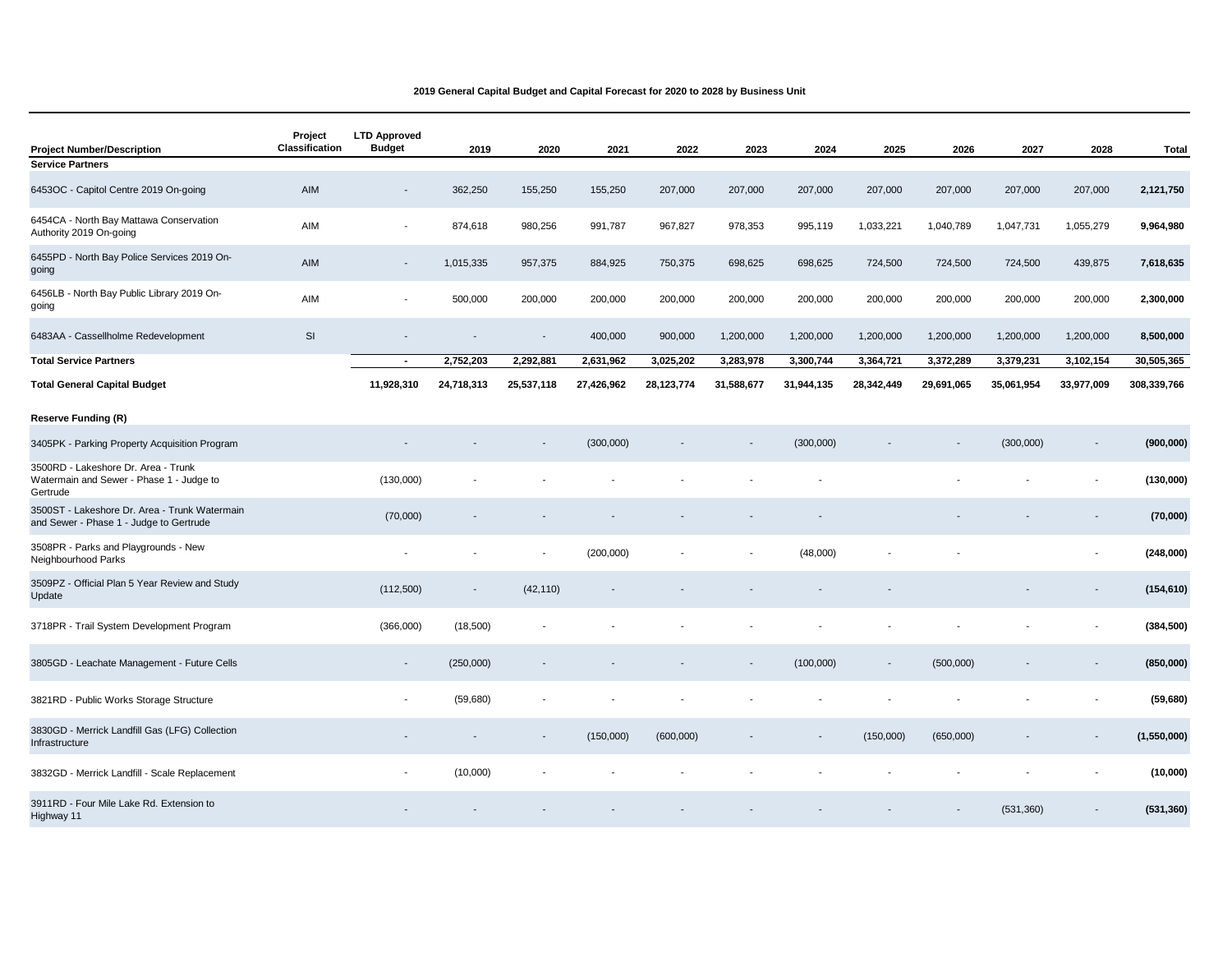**2019 General Capital Budget and Capital Forecast for 2020 to 2028 by Business Unit**

| Project Number/Description | Project Classification | LTD Approved Budget | 2019 | 2020 | 2021 | 2022 | 2023 | 2024 | 2025 | 2026 | 2027 | 2028 | Total |
|---|---|---|---|---|---|---|---|---|---|---|---|---|---|
| **Service Partners** | | | | | | | | | | | | | |
| 6453OC - Capitol Centre 2019 On-going | AIM | - | 362,250 | 155,250 | 155,250 | 207,000 | 207,000 | 207,000 | 207,000 | 207,000 | 207,000 | 207,000 | **2,121,750** |
| 6454CA - North Bay Mattawa Conservation Authority 2019 On-going | AIM | - | 874,618 | 980,256 | 991,787 | 967,827 | 978,353 | 995,119 | 1,033,221 | 1,040,789 | 1,047,731 | 1,055,279 | **9,964,980** |
| 6455PD - North Bay Police Services 2019 On-going | AIM | - | 1,015,335 | 957,375 | 884,925 | 750,375 | 698,625 | 698,625 | 724,500 | 724,500 | 724,500 | 439,875 | **7,618,635** |
| 6456LB - North Bay Public Library 2019 On-going | AIM | - | 500,000 | 200,000 | 200,000 | 200,000 | 200,000 | 200,000 | 200,000 | 200,000 | 200,000 | 200,000 | **2,300,000** |
| 6483AA - Cassellholme Redevelopment | SI | - | - | - | 400,000 | 900,000 | 1,200,000 | 1,200,000 | 1,200,000 | 1,200,000 | 1,200,000 | 1,200,000 | **8,500,000** |
| **Total Service Partners** | | **-** | **2,752,203** | **2,292,881** | **2,631,962** | **3,025,202** | **3,283,978** | **3,300,744** | **3,364,721** | **3,372,289** | **3,379,231** | **3,102,154** | **30,505,365** |
| **Total General Capital Budget** | | **11,928,310** | **24,718,313** | **25,537,118** | **27,426,962** | **28,123,774** | **31,588,677** | **31,944,135** | **28,342,449** | **29,691,065** | **35,061,954** | **33,977,009** | **308,339,766** |
| **Reserve Funding (R)** | | | | | | | | | | | | | |
| 3405PK - Parking Property Acquisition Program | | - | - | - | (300,000) | - | - | (300,000) | - | - | (300,000) | - | **(900,000)** |
| 3500RD - Lakeshore Dr. Area - Trunk Watermain and Sewer - Phase 1 - Judge to Gertrude | | (130,000) | - | - | - | - | - | - | | - | - | - | **(130,000)** |
| 3500ST - Lakeshore Dr. Area - Trunk Watermain and Sewer - Phase 1 - Judge to Gertrude | | (70,000) | - | - | - | - | - | - | | - | - | - | **(70,000)** |
| 3508PR - Parks and Playgrounds - New Neighbourhood Parks | | - | - | - | (200,000) | - | - | (48,000) | - | - | | - | **(248,000)** |
| 3509PZ - Official Plan 5 Year Review and Study Update | | (112,500) | - | (42,110) | - | - | - | - | - | | - | - | **(154,610)** |
| 3718PR - Trail System Development Program | | (366,000) | (18,500) | - | - | - | - | - | - | - | - | - | **(384,500)** |
| 3805GD - Leachate Management - Future Cells | | - | (250,000) | - | - | - | - | (100,000) | - | (500,000) | - | - | **(850,000)** |
| 3821RD - Public Works Storage Structure | | - | (59,680) | - | - | - | - | - | - | - | - | - | **(59,680)** |
| 3830GD - Merrick Landfill Gas (LFG) Collection Infrastructure | | - | - | - | (150,000) | (600,000) | - | - | (150,000) | (650,000) | - | - | **(1,550,000)** |
| 3832GD - Merrick Landfill - Scale Replacement | | - | (10,000) | - | - | - | - | - | - | - | - | - | **(10,000)** |
| 3911RD - Four Mile Lake Rd. Extension to Highway 11 | | - | - | - | - | - | - | - | - | - | (531,360) | - | **(531,360)** |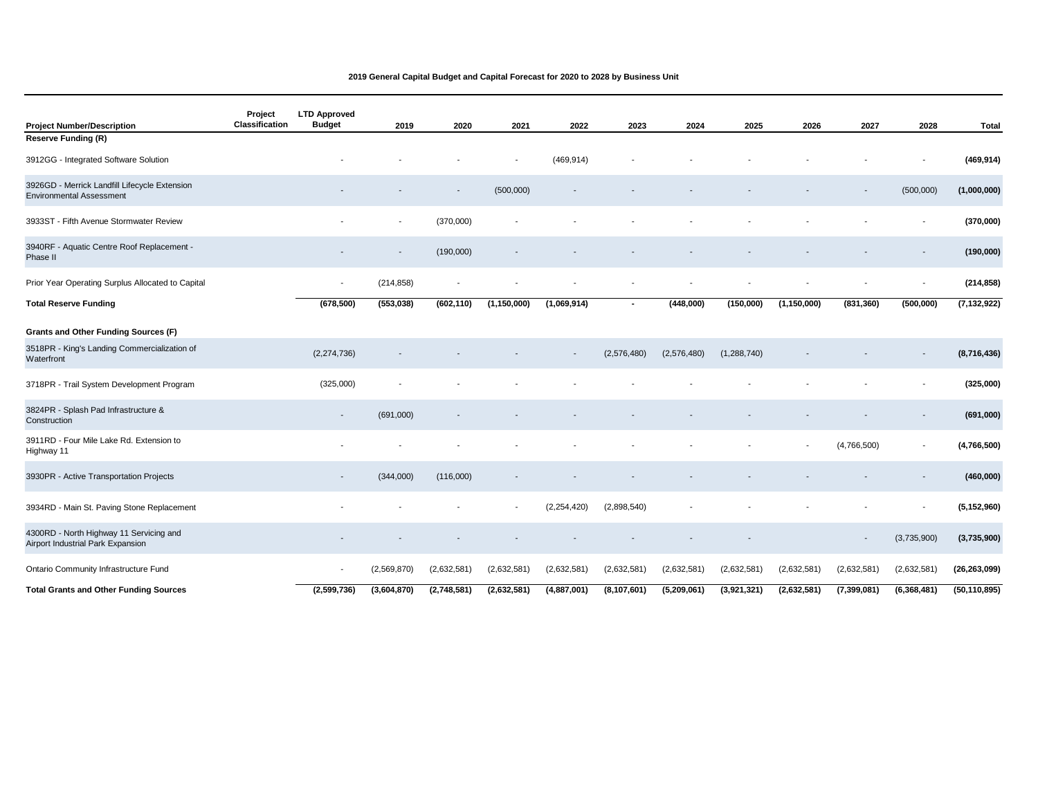**2019 General Capital Budget and Capital Forecast for 2020 to 2028 by Business Unit**

| Project Number/Description | Project Classification | LTD Approved Budget | 2019 | 2020 | 2021 | 2022 | 2023 | 2024 | 2025 | 2026 | 2027 | 2028 | Total |
|---|---|---|---|---|---|---|---|---|---|---|---|---|---|
| **Reserve Funding (R)** | | | | | | | | | | | | | |
| 3912GG - Integrated Software Solution | | - | - | - | - | (469,914) | - | - | - | - | - | - | **(469,914)** |
| 3926GD - Merrick Landfill Lifecycle Extension Environmental Assessment | | - | - | - | (500,000) | - | - | - | - | - | - | (500,000) | **(1,000,000)** |
| 3933ST - Fifth Avenue Stormwater Review | | - | - | (370,000) | - | - | - | - | - | - | - | - | **(370,000)** |
| 3940RF - Aquatic Centre Roof Replacement - Phase II | | - | - | (190,000) | - | - | - | - | - | - | - | - | **(190,000)** |
| Prior Year Operating Surplus Allocated to Capital | | - | (214,858) | - | - | - | - | - | - | - | - | - | **(214,858)** |
| **Total Reserve Funding** | | **(678,500)** | **(553,038)** | **(602,110)** | **(1,150,000)** | **(1,069,914)** | **-** | **(448,000)** | **(150,000)** | **(1,150,000)** | **(831,360)** | **(500,000)** | **(7,132,922)** |
| **Grants and Other Funding Sources (F)** | | | | | | | | | | | | | |
| 3518PR - King's Landing Commercialization of Waterfront | | (2,274,736) | - | - | - | - | (2,576,480) | (2,576,480) | (1,288,740) | - | - | - | **(8,716,436)** |
| 3718PR - Trail System Development Program | | (325,000) | - | - | - | - | - | - | - | - | - | - | **(325,000)** |
| 3824PR - Splash Pad Infrastructure & Construction | | - | (691,000) | - | - | - | - | - | - | - | - | - | **(691,000)** |
| 3911RD - Four Mile Lake Rd. Extension to Highway 11 | | - | - | - | - | - | - | - | - | - | (4,766,500) | - | **(4,766,500)** |
| 3930PR - Active Transportation Projects | | - | (344,000) | (116,000) | - | - | - | - | - | - | - | - | **(460,000)** |
| 3934RD - Main St. Paving Stone Replacement | | - | - | - | - | (2,254,420) | (2,898,540) | - | - | - | - | - | **(5,152,960)** |
| 4300RD - North Highway 11 Servicing and Airport Industrial Park Expansion | | - | - | - | - | - | - | - | - | | - | (3,735,900) | **(3,735,900)** |
| Ontario Community Infrastructure Fund | | - | (2,569,870) | (2,632,581) | (2,632,581) | (2,632,581) | (2,632,581) | (2,632,581) | (2,632,581) | (2,632,581) | (2,632,581) | (2,632,581) | **(26,263,099)** |
| **Total Grants and Other Funding Sources** | | **(2,599,736)** | **(3,604,870)** | **(2,748,581)** | **(2,632,581)** | **(4,887,001)** | **(8,107,601)** | **(5,209,061)** | **(3,921,321)** | **(2,632,581)** | **(7,399,081)** | **(6,368,481)** | **(50,110,895)** |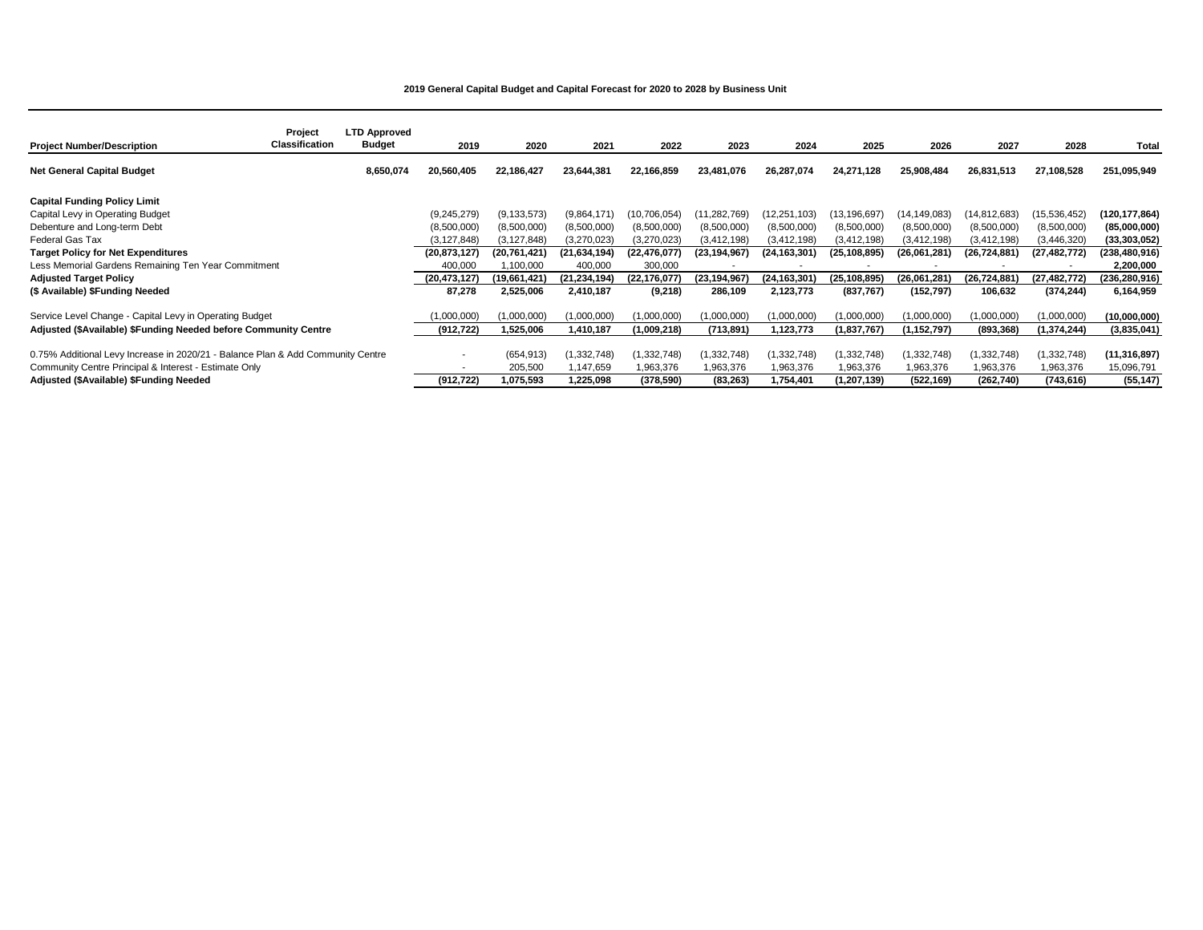**2019 General Capital Budget and Capital Forecast for 2020 to 2028 by Business Unit**

| Project Number/Description | Project Classification | LTD Approved Budget | 2019 | 2020 | 2021 | 2022 | 2023 | 2024 | 2025 | 2026 | 2027 | 2028 | Total |
|---|---|---|---|---|---|---|---|---|---|---|---|---|---|
| **Net General Capital Budget** | | **8,650,074** | **20,560,405** | **22,186,427** | **23,644,381** | **22,166,859** | **23,481,076** | **26,287,074** | **24,271,128** | **25,908,484** | **26,831,513** | **27,108,528** | **251,095,949** |
| **Capital Funding Policy Limit** | | | | | | | | | | | | | |
| Capital Levy in Operating Budget | | | (9,245,279) | (9,133,573) | (9,864,171) | (10,706,054) | (11,282,769) | (12,251,103) | (13,196,697) | (14,149,083) | (14,812,683) | (15,536,452) | **(120,177,864)** |
| Debenture and Long-term Debt | | | (8,500,000) | (8,500,000) | (8,500,000) | (8,500,000) | (8,500,000) | (8,500,000) | (8,500,000) | (8,500,000) | (8,500,000) | (8,500,000) | **(85,000,000)** |
| Federal Gas Tax | | | (3,127,848) | (3,127,848) | (3,270,023) | (3,270,023) | (3,412,198) | (3,412,198) | (3,412,198) | (3,412,198) | (3,412,198) | (3,446,320) | **(33,303,052)** |
| **Target Policy for Net Expenditures** | | | **(20,873,127)** | **(20,761,421)** | **(21,634,194)** | **(22,476,077)** | **(23,194,967)** | **(24,163,301)** | **(25,108,895)** | **(26,061,281)** | **(26,724,881)** | **(27,482,772)** | **(238,480,916)** |
| Less Memorial Gardens Remaining Ten Year Commitment | | | 400,000 | 1,100,000 | 400,000 | 300,000 | - | - | - | - | - | - | **2,200,000** |
| **Adjusted Target Policy** | | | **(20,473,127)** | **(19,661,421)** | **(21,234,194)** | **(22,176,077)** | **(23,194,967)** | **(24,163,301)** | **(25,108,895)** | **(26,061,281)** | **(26,724,881)** | **(27,482,772)** | **(236,280,916)** |
| **($ Available) $Funding Needed** | | | **87,278** | **2,525,006** | **2,410,187** | **(9,218)** | **286,109** | **2,123,773** | **(837,767)** | **(152,797)** | **106,632** | **(374,244)** | **6,164,959** |
| Service Level Change - Capital Levy in Operating Budget | | | (1,000,000) | (1,000,000) | (1,000,000) | (1,000,000) | (1,000,000) | (1,000,000) | (1,000,000) | (1,000,000) | (1,000,000) | (1,000,000) | **(10,000,000)** |
| **Adjusted ($Available) $Funding Needed before Community Centre** | | | **(912,722)** | **1,525,006** | **1,410,187** | **(1,009,218)** | **(713,891)** | **1,123,773** | **(1,837,767)** | **(1,152,797)** | **(893,368)** | **(1,374,244)** | **(3,835,041)** |
| 0.75% Additional Levy Increase in 2020/21 - Balance Plan & Add Community Centre | | | - | (654,913) | (1,332,748) | (1,332,748) | (1,332,748) | (1,332,748) | (1,332,748) | (1,332,748) | (1,332,748) | (1,332,748) | **(11,316,897)** |
| Community Centre Principal & Interest - Estimate Only | | | - | 205,500 | 1,147,659 | 1,963,376 | 1,963,376 | 1,963,376 | 1,963,376 | 1,963,376 | 1,963,376 | 1,963,376 | 15,096,791 |
| **Adjusted ($Available) $Funding Needed** | | | **(912,722)** | **1,075,593** | **1,225,098** | **(378,590)** | **(83,263)** | **1,754,401** | **(1,207,139)** | **(522,169)** | **(262,740)** | **(743,616)** | **(55,147)** |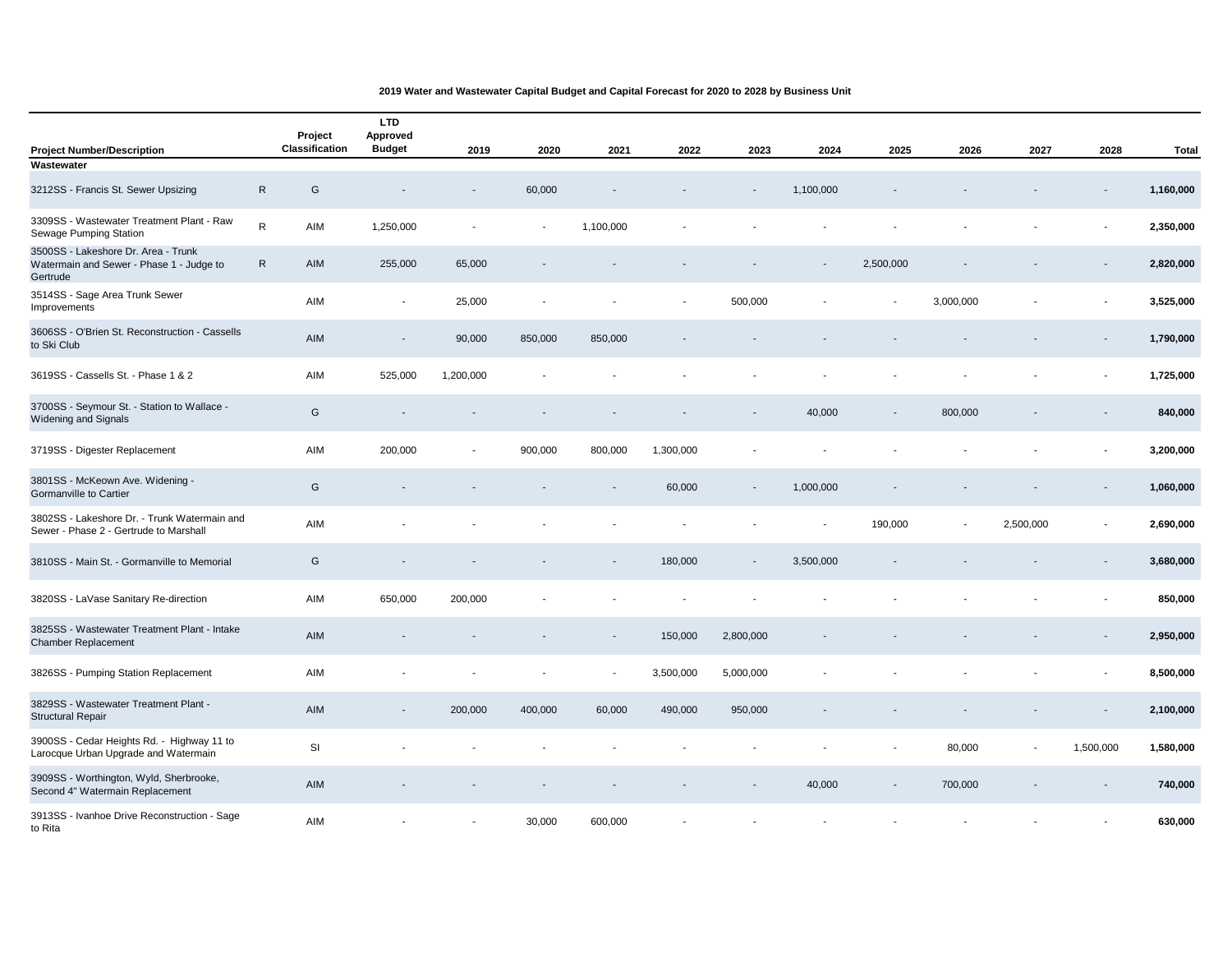**2019 Water and Wastewater Capital Budget and Capital Forecast for 2020 to 2028 by Business Unit**

| Project Number/Description | | Project Classification | LTD Approved Budget | 2019 | 2020 | 2021 | 2022 | 2023 | 2024 | 2025 | 2026 | 2027 | 2028 | Total |
|---|---|---|---|---|---|---|---|---|---|---|---|---|---|---|
| **Wastewater** | | | | | | | | | | | | | | |
| 3212SS - Francis St. Sewer Upsizing | R | G | - | - | 60,000 | - | - | - | 1,100,000 | - | - | - | - | **1,160,000** |
| 3309SS - Wastewater Treatment Plant - Raw Sewage Pumping Station | R | AIM | 1,250,000 | - | - | 1,100,000 | - | - | - | - | - | - | - | **2,350,000** |
| 3500SS - Lakeshore Dr. Area - Trunk Watermain and Sewer - Phase 1 - Judge to Gertrude | R | AIM | 255,000 | 65,000 | - | - | - | - | - | 2,500,000 | - | - | - | **2,820,000** |
| 3514SS - Sage Area Trunk Sewer Improvements | | AIM | - | 25,000 | - | - | - | 500,000 | - | - | 3,000,000 | - | - | **3,525,000** |
| 3606SS - O'Brien St. Reconstruction - Cassells to Ski Club | | AIM | - | 90,000 | 850,000 | 850,000 | - | - | - | - | - | - | - | **1,790,000** |
| 3619SS - Cassells St. - Phase 1 & 2 | | AIM | 525,000 | 1,200,000 | - | - | - | - | - | - | - | - | - | **1,725,000** |
| 3700SS - Seymour St. - Station to Wallace - Widening and Signals | | G | - | - | - | - | - | - | 40,000 | - | 800,000 | - | - | **840,000** |
| 3719SS - Digester Replacement | | AIM | 200,000 | - | 900,000 | 800,000 | 1,300,000 | - | - | - | - | - | - | **3,200,000** |
| 3801SS - McKeown Ave. Widening - Gormanville to Cartier | | G | - | - | - | - | 60,000 | - | 1,000,000 | - | - | - | - | **1,060,000** |
| 3802SS - Lakeshore Dr. - Trunk Watermain and Sewer - Phase 2 - Gertrude to Marshall | | AIM | - | - | - | - | - | - | - | 190,000 | - | 2,500,000 | - | **2,690,000** |
| 3810SS - Main St. - Gormanville to Memorial | | G | - | - | - | - | 180,000 | - | 3,500,000 | - | - | - | - | **3,680,000** |
| 3820SS - LaVase Sanitary Re-direction | | AIM | 650,000 | 200,000 | - | - | - | - | - | - | - | - | - | **850,000** |
| 3825SS - Wastewater Treatment Plant - Intake Chamber Replacement | | AIM | - | - | - | - | 150,000 | 2,800,000 | - | - | - | - | - | **2,950,000** |
| 3826SS - Pumping Station Replacement | | AIM | - | - | - | - | 3,500,000 | 5,000,000 | - | - | - | - | - | **8,500,000** |
| 3829SS - Wastewater Treatment Plant - Structural Repair | | AIM | - | 200,000 | 400,000 | 60,000 | 490,000 | 950,000 | - | - | - | - | - | **2,100,000** |
| 3900SS - Cedar Heights Rd. - Highway 11 to Larocque Urban Upgrade and Watermain | | SI | - | - | - | - | - | - | - | - | 80,000 | - | 1,500,000 | **1,580,000** |
| 3909SS - Worthington, Wyld, Sherbrooke, Second 4" Watermain Replacement | | AIM | - | - | - | - | - | - | 40,000 | - | 700,000 | - | - | **740,000** |
| 3913SS - Ivanhoe Drive Reconstruction - Sage to Rita | | AIM | - | - | 30,000 | 600,000 | - | - | - | - | - | - | - | **630,000** |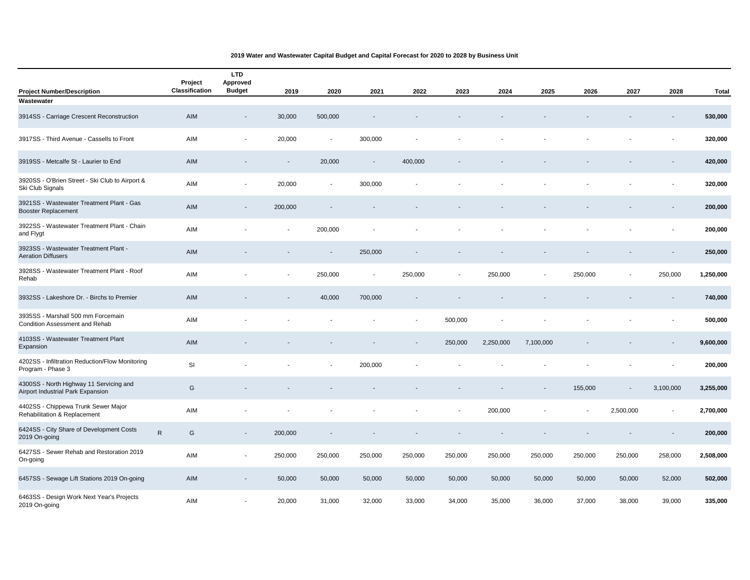**2019 Water and Wastewater Capital Budget and Capital Forecast for 2020 to 2028 by Business Unit**

| Project Number/Description | | Project Classification | LTD Approved Budget | 2019 | 2020 | 2021 | 2022 | 2023 | 2024 | 2025 | 2026 | 2027 | 2028 | Total |
|---|---|---|---|---|---|---|---|---|---|---|---|---|---|---|
| **Wastewater** | | | | | | | | | | | | | | |
| 3914SS - Carriage Crescent Reconstruction | | AIM | - | 30,000 | 500,000 | - | - | - | - | - | - | - | - | **530,000** |
| 3917SS - Third Avenue - Cassells to Front | | AIM | - | 20,000 | - | 300,000 | - | - | - | - | - | - | - | **320,000** |
| 3919SS - Metcalfe St - Laurier to End | | AIM | - | - | 20,000 | - | 400,000 | - | - | - | - | - | - | **420,000** |
| 3920SS - O'Brien Street - Ski Club to Airport & Ski Club Signals | | AIM | - | 20,000 | - | 300,000 | - | - | - | - | - | - | - | **320,000** |
| 3921SS - Wastewater Treatment Plant - Gas Booster Replacement | | AIM | - | 200,000 | - | - | - | - | - | - | - | - | - | **200,000** |
| 3922SS - Wastewater Treatment Plant - Chain and Flygt | | AIM | - | - | 200,000 | - | - | - | - | - | - | - | - | **200,000** |
| 3923SS - Wastewater Treatment Plant - Aeration Diffusers | | AIM | - | - | - | 250,000 | - | - | - | - | - | - | - | **250,000** |
| 3928SS - Wastewater Treatment Plant - Roof Rehab | | AIM | - | - | 250,000 | - | 250,000 | - | 250,000 | - | 250,000 | - | 250,000 | **1,250,000** |
| 3932SS - Lakeshore Dr. - Birchs to Premier | | AIM | - | - | 40,000 | 700,000 | - | - | - | - | - | - | - | **740,000** |
| 3935SS - Marshall 500 mm Forcemain Condition Assessment and Rehab | | AIM | - | - | - | - | - | 500,000 | - | - | - | - | - | **500,000** |
| 4103SS - Wastewater Treatment Plant Expansion | | AIM | - | - | - | - | - | 250,000 | 2,250,000 | 7,100,000 | - | - | - | **9,600,000** |
| 4202SS - Infiltration Reduction/Flow Monitoring Program - Phase 3 | | SI | - | - | - | 200,000 | - | - | - | - | - | - | - | **200,000** |
| 4300SS - North Highway 11 Servicing and Airport Industrial Park Expansion | | G | - | - | - | - | - | - | - | - | 155,000 | - | 3,100,000 | **3,255,000** |
| 4402SS - Chippewa Trunk Sewer Major Rehabilitation & Replacement | | AIM | - | - | - | - | - | - | 200,000 | - | - | 2,500,000 | - | **2,700,000** |
| 6424SS - City Share of Development Costs 2019 On-going | R | G | - | 200,000 | - | - | - | - | - | - | - | - | - | **200,000** |
| 6427SS - Sewer Rehab and Restoration 2019 On-going | | AIM | - | 250,000 | 250,000 | 250,000 | 250,000 | 250,000 | 250,000 | 250,000 | 250,000 | 250,000 | 258,000 | **2,508,000** |
| 6457SS - Sewage Lift Stations 2019 On-going | | AIM | - | 50,000 | 50,000 | 50,000 | 50,000 | 50,000 | 50,000 | 50,000 | 50,000 | 50,000 | 52,000 | **502,000** |
| 6463SS - Design Work Next Year's Projects 2019 On-going | | AIM | - | 20,000 | 31,000 | 32,000 | 33,000 | 34,000 | 35,000 | 36,000 | 37,000 | 38,000 | 39,000 | **335,000** |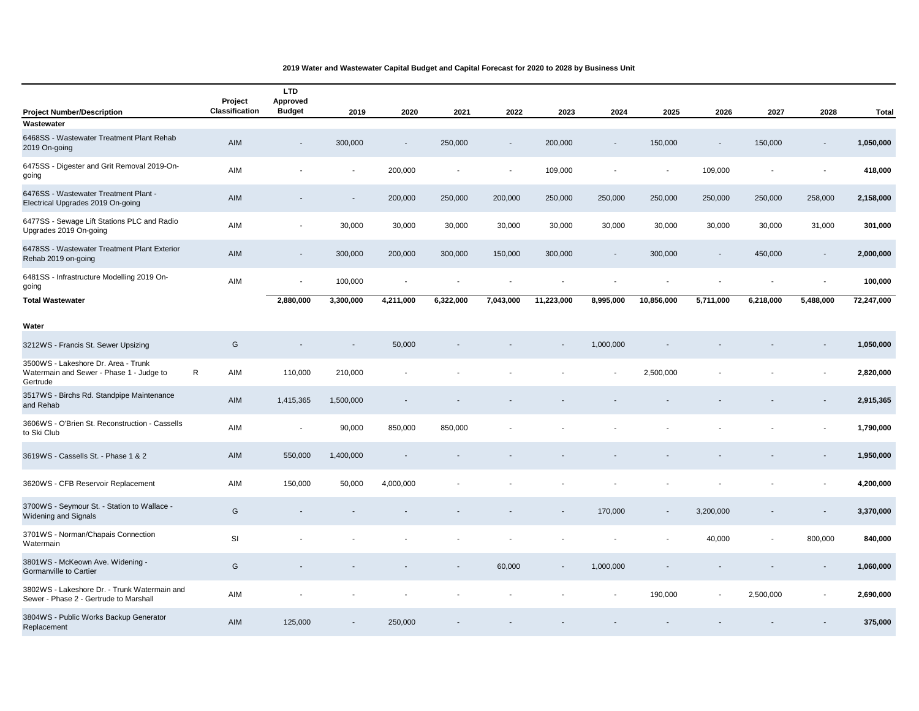**2019 Water and Wastewater Capital Budget and Capital Forecast for 2020 to 2028 by Business Unit**

| Project Number/Description | | Project Classification | LTD Approved Budget | 2019 | 2020 | 2021 | 2022 | 2023 | 2024 | 2025 | 2026 | 2027 | 2028 | Total |
|---|---|---|---|---|---|---|---|---|---|---|---|---|---|---|
| **Wastewater** | | | | | | | | | | | | | | |
| 6468SS - Wastewater Treatment Plant Rehab 2019 On-going | | AIM | - | 300,000 | - | 250,000 | - | 200,000 | - | 150,000 | - | 150,000 | - | **1,050,000** |
| 6475SS - Digester and Grit Removal 2019-On-going | | AIM | - | - | 200,000 | - | - | 109,000 | - | - | 109,000 | - | - | **418,000** |
| 6476SS - Wastewater Treatment Plant - Electrical Upgrades 2019 On-going | | AIM | - | - | 200,000 | 250,000 | 200,000 | 250,000 | 250,000 | 250,000 | 250,000 | 250,000 | 258,000 | **2,158,000** |
| 6477SS - Sewage Lift Stations PLC and Radio Upgrades 2019 On-going | | AIM | - | 30,000 | 30,000 | 30,000 | 30,000 | 30,000 | 30,000 | 30,000 | 30,000 | 30,000 | 31,000 | **301,000** |
| 6478SS - Wastewater Treatment Plant Exterior Rehab 2019 on-going | | AIM | - | 300,000 | 200,000 | 300,000 | 150,000 | 300,000 | - | 300,000 | - | 450,000 | - | **2,000,000** |
| 6481SS - Infrastructure Modelling 2019 On-going | | AIM | - | 100,000 | - | - | - | - | - | - | - | - | - | **100,000** |
| **Total Wastewater** | | | **2,880,000** | **3,300,000** | **4,211,000** | **6,322,000** | **7,043,000** | **11,223,000** | **8,995,000** | **10,856,000** | **5,711,000** | **6,218,000** | **5,488,000** | **72,247,000** |
| **Water** | | | | | | | | | | | | | | |
| 3212WS - Francis St. Sewer Upsizing | | G | - | - | 50,000 | - | - | - | 1,000,000 | - | - | - | - | **1,050,000** |
| 3500WS - Lakeshore Dr. Area - Trunk Watermain and Sewer - Phase 1 - Judge to Gertrude | R | AIM | 110,000 | 210,000 | - | - | - | - | - | 2,500,000 | - | - | - | **2,820,000** |
| 3517WS - Birchs Rd. Standpipe Maintenance and Rehab | | AIM | 1,415,365 | 1,500,000 | - | - | - | - | - | - | - | - | - | **2,915,365** |
| 3606WS - O'Brien St. Reconstruction - Cassells to Ski Club | | AIM | - | 90,000 | 850,000 | 850,000 | - | - | - | - | - | - | - | **1,790,000** |
| 3619WS - Cassells St. - Phase 1 & 2 | | AIM | 550,000 | 1,400,000 | - | - | - | - | - | - | - | - | - | **1,950,000** |
| 3620WS - CFB Reservoir Replacement | | AIM | 150,000 | 50,000 | 4,000,000 | - | - | - | - | - | - | - | - | **4,200,000** |
| 3700WS - Seymour St. - Station to Wallace - Widening and Signals | | G | - | - | - | - | - | - | 170,000 | - | 3,200,000 | - | - | **3,370,000** |
| 3701WS - Norman/Chapais Connection Watermain | | SI | - | - | - | - | - | - | - | - | 40,000 | - | 800,000 | **840,000** |
| 3801WS - McKeown Ave. Widening - Gormanville to Cartier | | G | - | - | - | - | 60,000 | - | 1,000,000 | - | - | - | - | **1,060,000** |
| 3802WS - Lakeshore Dr. - Trunk Watermain and Sewer - Phase 2 - Gertrude to Marshall | | AIM | - | - | - | - | - | - | - | 190,000 | - | 2,500,000 | - | **2,690,000** |
| 3804WS - Public Works Backup Generator Replacement | | AIM | 125,000 | - | 250,000 | - | - | - | - | - | - | - | - | **375,000** |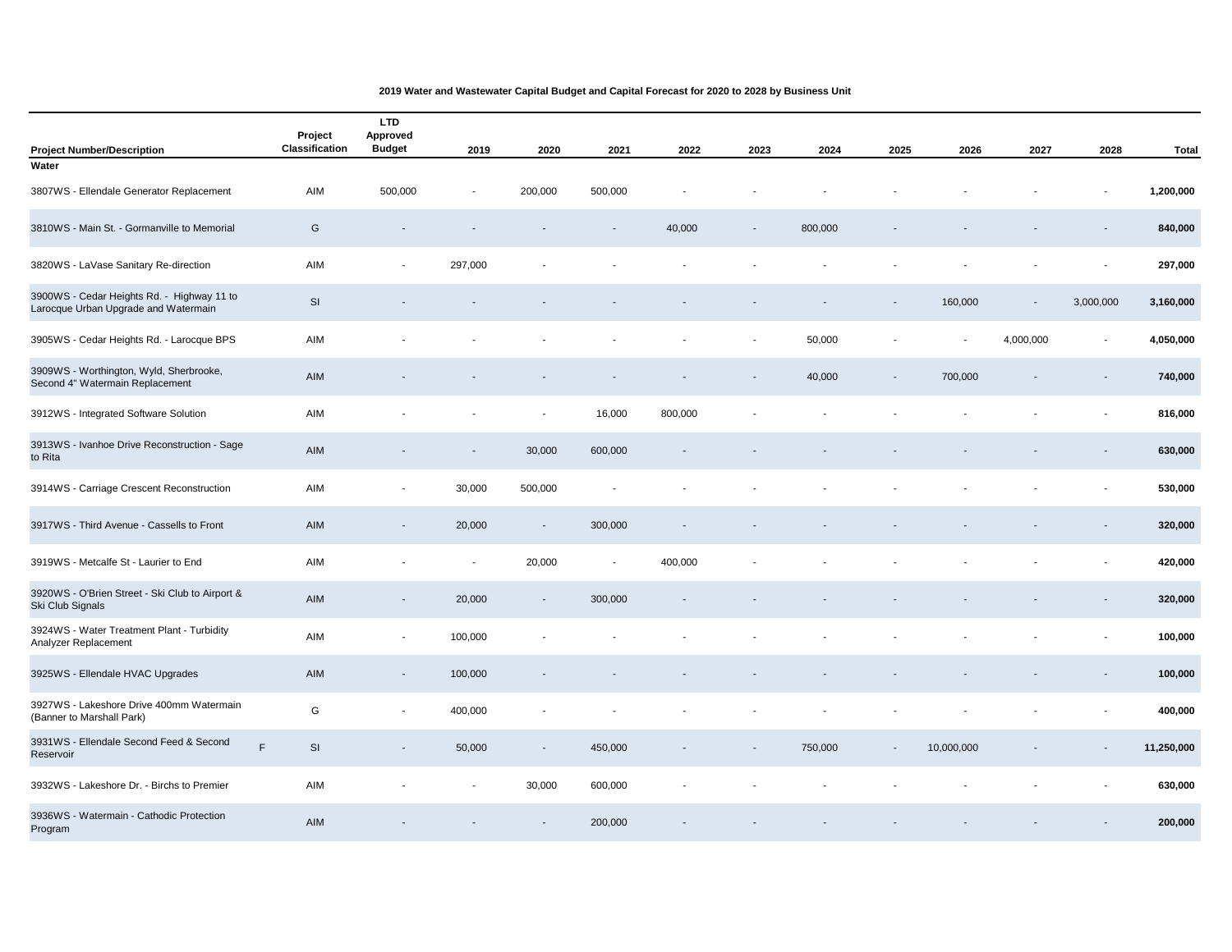**2019 Water and Wastewater Capital Budget and Capital Forecast for 2020 to 2028 by Business Unit**

| Project Number/Description | | Project Classification | LTD Approved Budget | 2019 | 2020 | 2021 | 2022 | 2023 | 2024 | 2025 | 2026 | 2027 | 2028 | Total |
|---|---|---|---|---|---|---|---|---|---|---|---|---|---|---|
| **Water** | | | | | | | | | | | | | | |
| 3807WS - Ellendale Generator Replacement | | AIM | 500,000 | - | 200,000 | 500,000 | - | - | - | - | - | - | - | **1,200,000** |
| 3810WS - Main St. - Gormanville to Memorial | | G | - | - | - | - | 40,000 | - | 800,000 | - | - | - | - | **840,000** |
| 3820WS - LaVase Sanitary Re-direction | | AIM | - | 297,000 | - | - | - | - | - | - | - | - | - | **297,000** |
| 3900WS - Cedar Heights Rd. - Highway 11 to Larocque Urban Upgrade and Watermain | | SI | - | - | - | - | - | - | - | - | 160,000 | - | 3,000,000 | **3,160,000** |
| 3905WS - Cedar Heights Rd. - Larocque BPS | | AIM | - | - | - | - | - | - | 50,000 | - | - | 4,000,000 | - | **4,050,000** |
| 3909WS - Worthington, Wyld, Sherbrooke, Second 4" Watermain Replacement | | AIM | - | - | - | - | - | - | 40,000 | - | 700,000 | - | - | **740,000** |
| 3912WS - Integrated Software Solution | | AIM | - | - | - | 16,000 | 800,000 | - | - | - | - | - | - | **816,000** |
| 3913WS - Ivanhoe Drive Reconstruction - Sage to Rita | | AIM | - | - | 30,000 | 600,000 | - | - | - | - | - | - | - | **630,000** |
| 3914WS - Carriage Crescent Reconstruction | | AIM | - | 30,000 | 500,000 | - | - | - | - | - | - | - | - | **530,000** |
| 3917WS - Third Avenue - Cassells to Front | | AIM | - | 20,000 | - | 300,000 | - | - | - | - | - | - | - | **320,000** |
| 3919WS - Metcalfe St - Laurier to End | | AIM | - | - | 20,000 | - | 400,000 | - | - | - | - | - | - | **420,000** |
| 3920WS - O'Brien Street - Ski Club to Airport & Ski Club Signals | | AIM | - | 20,000 | - | 300,000 | - | - | - | - | - | - | - | **320,000** |
| 3924WS - Water Treatment Plant - Turbidity Analyzer Replacement | | AIM | - | 100,000 | - | - | - | - | - | - | - | - | - | **100,000** |
| 3925WS - Ellendale HVAC Upgrades | | AIM | - | 100,000 | - | - | - | - | - | - | - | - | - | **100,000** |
| 3927WS - Lakeshore Drive 400mm Watermain (Banner to Marshall Park) | | G | - | 400,000 | - | - | - | - | - | - | - | - | - | **400,000** |
| 3931WS - Ellendale Second Feed & Second Reservoir | F | SI | - | 50,000 | - | 450,000 | - | - | 750,000 | - | 10,000,000 | - | - | **11,250,000** |
| 3932WS - Lakeshore Dr. - Birchs to Premier | | AIM | - | - | 30,000 | 600,000 | - | - | - | - | - | - | - | **630,000** |
| 3936WS - Watermain - Cathodic Protection Program | | AIM | - | - | - | 200,000 | - | - | - | - | - | - | - | **200,000** |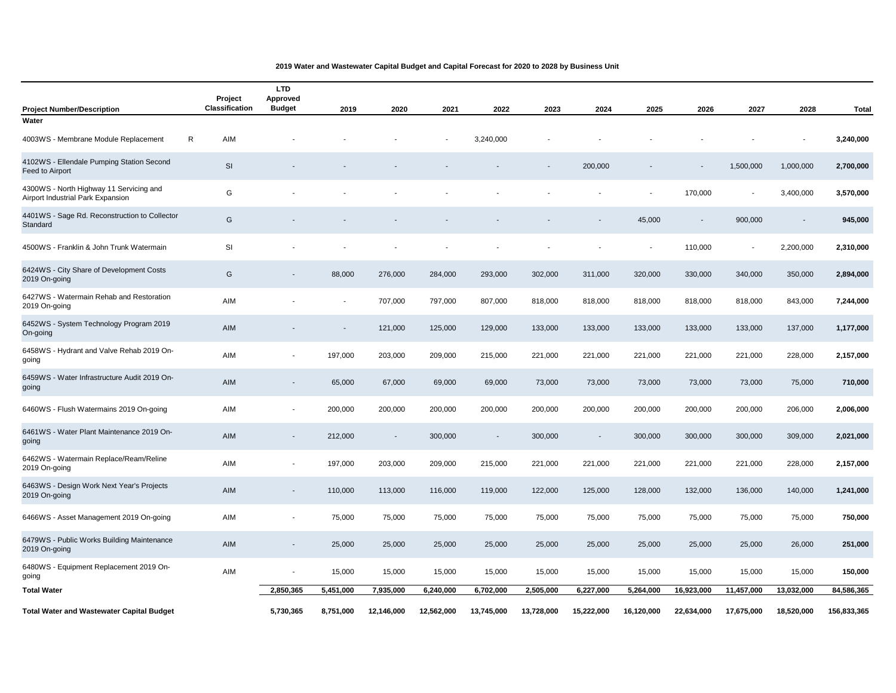**2019 Water and Wastewater Capital Budget and Capital Forecast for 2020 to 2028 by Business Unit**

| Project Number/Description | | Project Classification | LTD Approved Budget | 2019 | 2020 | 2021 | 2022 | 2023 | 2024 | 2025 | 2026 | 2027 | 2028 | Total |
|---|---|---|---|---|---|---|---|---|---|---|---|---|---|---|
| **Water** | | | | | | | | | | | | | | |
| 4003WS - Membrane Module Replacement | R | AIM | - | - | - | - | 3,240,000 | - | - | - | - | - | - | **3,240,000** |
| 4102WS - Ellendale Pumping Station Second Feed to Airport | | SI | - | - | - | - | - | - | 200,000 | - | - | 1,500,000 | 1,000,000 | **2,700,000** |
| 4300WS - North Highway 11 Servicing and Airport Industrial Park Expansion | | G | - | - | - | - | - | - | - | - | 170,000 | - | 3,400,000 | **3,570,000** |
| 4401WS - Sage Rd. Reconstruction to Collector Standard | | G | - | - | - | - | - | - | - | 45,000 | - | 900,000 | - | **945,000** |
| 4500WS - Franklin & John Trunk Watermain | | SI | - | - | - | - | - | - | - | - | 110,000 | - | 2,200,000 | **2,310,000** |
| 6424WS - City Share of Development Costs 2019 On-going | | G | - | 88,000 | 276,000 | 284,000 | 293,000 | 302,000 | 311,000 | 320,000 | 330,000 | 340,000 | 350,000 | **2,894,000** |
| 6427WS - Watermain Rehab and Restoration 2019 On-going | | AIM | - | - | 707,000 | 797,000 | 807,000 | 818,000 | 818,000 | 818,000 | 818,000 | 818,000 | 843,000 | **7,244,000** |
| 6452WS - System Technology Program 2019 On-going | | AIM | - | - | 121,000 | 125,000 | 129,000 | 133,000 | 133,000 | 133,000 | 133,000 | 133,000 | 137,000 | **1,177,000** |
| 6458WS - Hydrant and Valve Rehab 2019 On-going | | AIM | - | 197,000 | 203,000 | 209,000 | 215,000 | 221,000 | 221,000 | 221,000 | 221,000 | 221,000 | 228,000 | **2,157,000** |
| 6459WS - Water Infrastructure Audit 2019 On-going | | AIM | - | 65,000 | 67,000 | 69,000 | 69,000 | 73,000 | 73,000 | 73,000 | 73,000 | 73,000 | 75,000 | **710,000** |
| 6460WS - Flush Watermains 2019 On-going | | AIM | - | 200,000 | 200,000 | 200,000 | 200,000 | 200,000 | 200,000 | 200,000 | 200,000 | 200,000 | 206,000 | **2,006,000** |
| 6461WS - Water Plant Maintenance 2019 On-going | | AIM | - | 212,000 | - | 300,000 | - | 300,000 | - | 300,000 | 300,000 | 300,000 | 309,000 | **2,021,000** |
| 6462WS - Watermain Replace/Ream/Reline 2019 On-going | | AIM | - | 197,000 | 203,000 | 209,000 | 215,000 | 221,000 | 221,000 | 221,000 | 221,000 | 221,000 | 228,000 | **2,157,000** |
| 6463WS - Design Work Next Year's Projects 2019 On-going | | AIM | - | 110,000 | 113,000 | 116,000 | 119,000 | 122,000 | 125,000 | 128,000 | 132,000 | 136,000 | 140,000 | **1,241,000** |
| 6466WS - Asset Management 2019 On-going | | AIM | - | 75,000 | 75,000 | 75,000 | 75,000 | 75,000 | 75,000 | 75,000 | 75,000 | 75,000 | 75,000 | **750,000** |
| 6479WS - Public Works Building Maintenance 2019 On-going | | AIM | - | 25,000 | 25,000 | 25,000 | 25,000 | 25,000 | 25,000 | 25,000 | 25,000 | 25,000 | 26,000 | **251,000** |
| 6480WS - Equipment Replacement 2019 On-going | | AIM | - | 15,000 | 15,000 | 15,000 | 15,000 | 15,000 | 15,000 | 15,000 | 15,000 | 15,000 | 15,000 | **150,000** |
| **Total Water** | | | **2,850,365** | **5,451,000** | **7,935,000** | **6,240,000** | **6,702,000** | **2,505,000** | **6,227,000** | **5,264,000** | **16,923,000** | **11,457,000** | **13,032,000** | **84,586,365** |
| **Total Water and Wastewater Capital Budget** | | | **5,730,365** | **8,751,000** | **12,146,000** | **12,562,000** | **13,745,000** | **13,728,000** | **15,222,000** | **16,120,000** | **22,634,000** | **17,675,000** | **18,520,000** | **156,833,365** |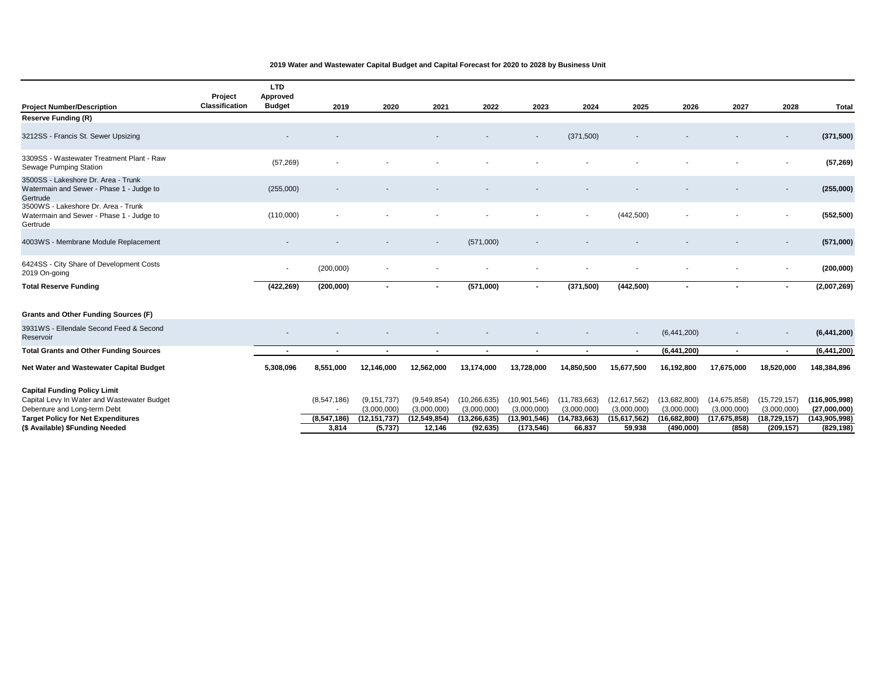**2019 Water and Wastewater Capital Budget and Capital Forecast for 2020 to 2028 by Business Unit**

| Project Number/Description | Project Classification | LTD Approved Budget | 2019 | 2020 | 2021 | 2022 | 2023 | 2024 | 2025 | 2026 | 2027 | 2028 | Total |
|---|---|---|---|---|---|---|---|---|---|---|---|---|---|
| **Reserve Funding (R)** | | | | | | | | | | | | | |
| 3212SS - Francis St. Sewer Upsizing | | - | - | | - | - | - | (371,500) | - | - | - | - | **(371,500)** |
| 3309SS - Wastewater Treatment Plant - Raw Sewage Pumping Station | | (57,269) | - | - | - | - | - | - | - | - | - | - | **(57,269)** |
| 3500SS - Lakeshore Dr. Area - Trunk Watermain and Sewer - Phase 1 - Judge to Gertrude | | (255,000) | - | - | - | - | - | - | - | - | - | - | **(255,000)** |
| 3500WS - Lakeshore Dr. Area - Trunk Watermain and Sewer - Phase 1 - Judge to Gertrude | | (110,000) | - | - | - | - | - | - | (442,500) | - | - | - | **(552,500)** |
| 4003WS - Membrane Module Replacement | | - | - | - | - | (571,000) | - | - | - | - | - | - | **(571,000)** |
| 6424SS - City Share of Development Costs 2019 On-going | | - | (200,000) | - | - | - | - | - | - | - | - | - | **(200,000)** |
| **Total Reserve Funding** | | **(422,269)** | **(200,000)** | **-** | **-** | **(571,000)** | **-** | **(371,500)** | **(442,500)** | **-** | **-** | **-** | **(2,007,269)** |
| **Grants and Other Funding Sources (F)** | | | | | | | | | | | | | |
| 3931WS - Ellendale Second Feed & Second Reservoir | | - | - | - | - | - | - | - | - | (6,441,200) | - | - | **(6,441,200)** |
| **Total Grants and Other Funding Sources** | | **-** | **-** | **-** | **-** | **-** | **-** | **-** | **-** | **(6,441,200)** | **-** | **-** | **(6,441,200)** |
| **Net Water and Wastewater Capital Budget** | | **5,308,096** | **8,551,000** | **12,146,000** | **12,562,000** | **13,174,000** | **13,728,000** | **14,850,500** | **15,677,500** | **16,192,800** | **17,675,000** | **18,520,000** | **148,384,896** |
| **Capital Funding Policy Limit** | | | | | | | | | | | | | |
| Capital Levy In Water and Wastewater Budget | | | (8,547,186) | (9,151,737) | (9,549,854) | (10,266,635) | (10,901,546) | (11,783,663) | (12,617,562) | (13,682,800) | (14,675,858) | (15,729,157) | **(116,905,998)** |
| Debenture and Long-term Debt | | | - | (3,000,000) | (3,000,000) | (3,000,000) | (3,000,000) | (3,000,000) | (3,000,000) | (3,000,000) | (3,000,000) | (3,000,000) | **(27,000,000)** |
| **Target Policy for Net Expenditures** | | | **(8,547,186)** | **(12,151,737)** | **(12,549,854)** | **(13,266,635)** | **(13,901,546)** | **(14,783,663)** | **(15,617,562)** | **(16,682,800)** | **(17,675,858)** | **(18,729,157)** | **(143,905,998)** |
| **($ Available) $Funding Needed** | | | **3,814** | **(5,737)** | **12,146** | **(92,635)** | **(173,546)** | **66,837** | **59,938** | **(490,000)** | **(858)** | **(209,157)** | **(829,198)** |